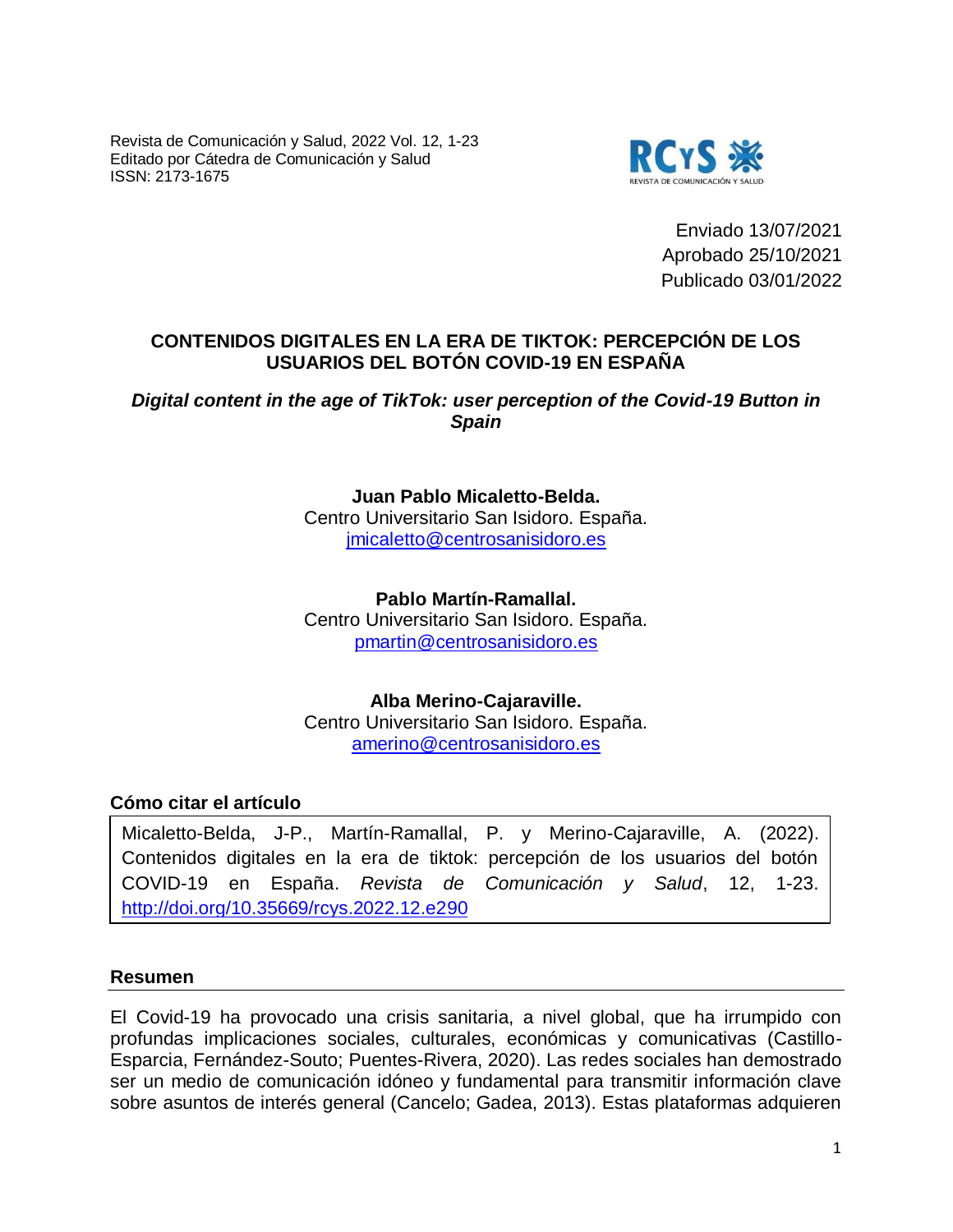Revista de Comunicación y Salud, 2022 Vol. 12, 1-23
Editado por Cátedra de Comunicación y Salud
ISSN: 2173-1675

Enviado 13/07/2021
Aprobado 25/10/2021
Publicado 03/01/2022

# CONTENIDOS DIGITALES EN LA ERA DE TIKTOK: PERCEPCIÓN DE LOS USUARIOS DEL BOTÓN COVID-19 EN ESPAÑA

***Digital content in the age of TikTok: user perception of the Covid-19 Button in Spain***

**Juan Pablo Micaletto-Belda.**
Centro Universitario San Isidoro. España.
jmicaletto@centrosanisidoro.es

**Pablo Martín-Ramallal.**
Centro Universitario San Isidoro. España.
pmartin@centrosanisidoro.es

**Alba Merino-Cajaraville.**
Centro Universitario San Isidoro. España.
amerino@centrosanisidoro.es

## Cómo citar el artículo

Micaletto-Belda, J-P., Martín-Ramallal, P. y Merino-Cajaraville, A. (2022). Contenidos digitales en la era de tiktok: percepción de los usuarios del botón COVID-19 en España. *Revista de Comunicación y Salud*, 12, 1-23. http://doi.org/10.35669/rcys.2022.12.e290

## Resumen

El Covid-19 ha provocado una crisis sanitaria, a nivel global, que ha irrumpido con profundas implicaciones sociales, culturales, económicas y comunicativas (Castillo-Esparcia, Fernández-Souto; Puentes-Rivera, 2020). Las redes sociales han demostrado ser un medio de comunicación idóneo y fundamental para transmitir información clave sobre asuntos de interés general (Cancelo; Gadea, 2013). Estas plataformas adquieren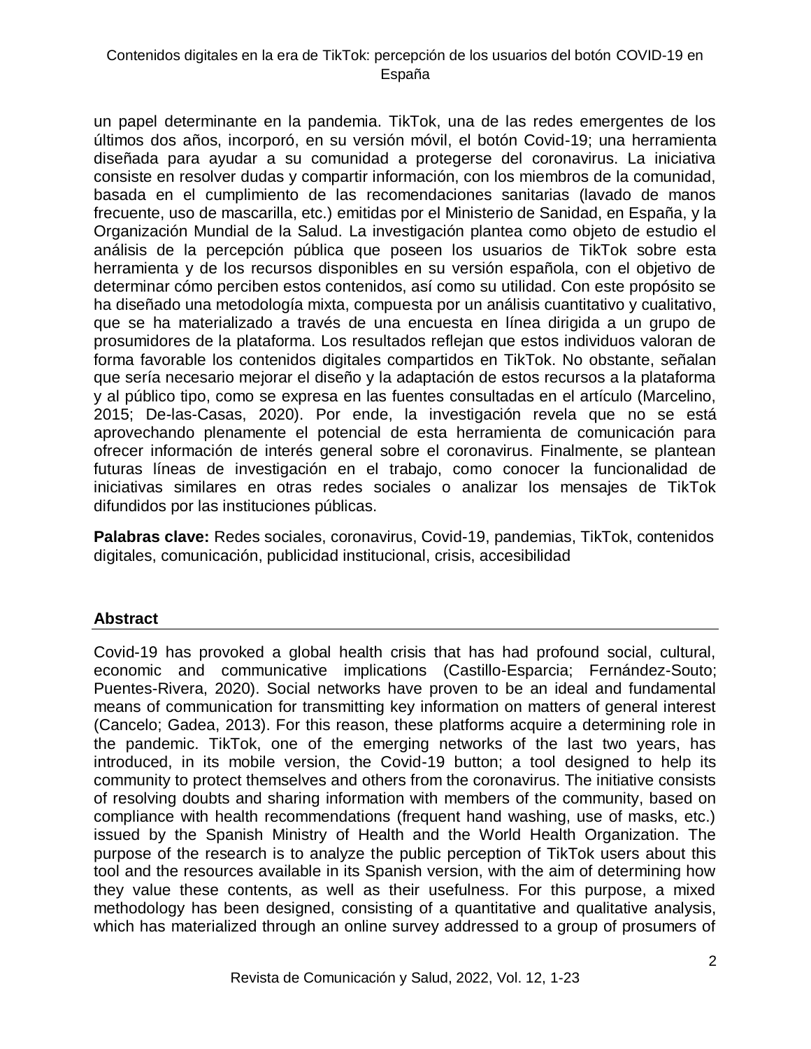un papel determinante en la pandemia. TikTok, una de las redes emergentes de los últimos dos años, incorporó, en su versión móvil, el botón Covid-19; una herramienta diseñada para ayudar a su comunidad a protegerse del coronavirus. La iniciativa consiste en resolver dudas y compartir información, con los miembros de la comunidad, basada en el cumplimiento de las recomendaciones sanitarias (lavado de manos frecuente, uso de mascarilla, etc.) emitidas por el Ministerio de Sanidad, en España, y la Organización Mundial de la Salud. La investigación plantea como objeto de estudio el análisis de la percepción pública que poseen los usuarios de TikTok sobre esta herramienta y de los recursos disponibles en su versión española, con el objetivo de determinar cómo perciben estos contenidos, así como su utilidad. Con este propósito se ha diseñado una metodología mixta, compuesta por un análisis cuantitativo y cualitativo, que se ha materializado a través de una encuesta en línea dirigida a un grupo de prosumidores de la plataforma. Los resultados reflejan que estos individuos valoran de forma favorable los contenidos digitales compartidos en TikTok. No obstante, señalan que sería necesario mejorar el diseño y la adaptación de estos recursos a la plataforma y al público tipo, como se expresa en las fuentes consultadas en el artículo (Marcelino, 2015; De-las-Casas, 2020). Por ende, la investigación revela que no se está aprovechando plenamente el potencial de esta herramienta de comunicación para ofrecer información de interés general sobre el coronavirus. Finalmente, se plantean futuras líneas de investigación en el trabajo, como conocer la funcionalidad de iniciativas similares en otras redes sociales o analizar los mensajes de TikTok difundidos por las instituciones públicas.

**Palabras clave:** Redes sociales, coronavirus, Covid-19, pandemias, TikTok, contenidos digitales, comunicación, publicidad institucional, crisis, accesibilidad

## Abstract

Covid-19 has provoked a global health crisis that has had profound social, cultural, economic and communicative implications (Castillo-Esparcia; Fernández-Souto; Puentes-Rivera, 2020). Social networks have proven to be an ideal and fundamental means of communication for transmitting key information on matters of general interest (Cancelo; Gadea, 2013). For this reason, these platforms acquire a determining role in the pandemic. TikTok, one of the emerging networks of the last two years, has introduced, in its mobile version, the Covid-19 button; a tool designed to help its community to protect themselves and others from the coronavirus. The initiative consists of resolving doubts and sharing information with members of the community, based on compliance with health recommendations (frequent hand washing, use of masks, etc.) issued by the Spanish Ministry of Health and the World Health Organization. The purpose of the research is to analyze the public perception of TikTok users about this tool and the resources available in its Spanish version, with the aim of determining how they value these contents, as well as their usefulness. For this purpose, a mixed methodology has been designed, consisting of a quantitative and qualitative analysis, which has materialized through an online survey addressed to a group of prosumers of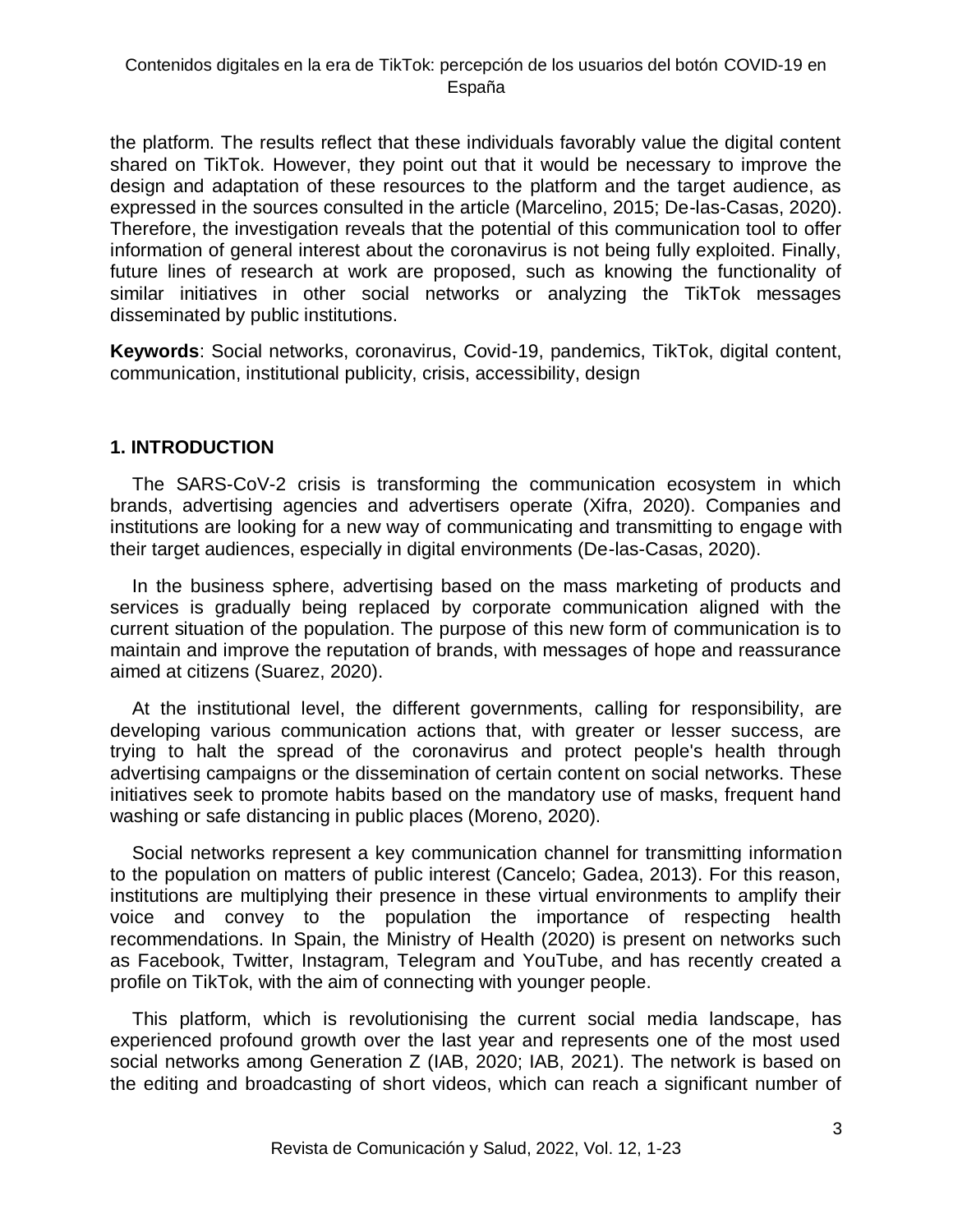the platform. The results reflect that these individuals favorably value the digital content shared on TikTok. However, they point out that it would be necessary to improve the design and adaptation of these resources to the platform and the target audience, as expressed in the sources consulted in the article (Marcelino, 2015; De-las-Casas, 2020). Therefore, the investigation reveals that the potential of this communication tool to offer information of general interest about the coronavirus is not being fully exploited. Finally, future lines of research at work are proposed, such as knowing the functionality of similar initiatives in other social networks or analyzing the TikTok messages disseminated by public institutions.

**Keywords**: Social networks, coronavirus, Covid-19, pandemics, TikTok, digital content, communication, institutional publicity, crisis, accessibility, design

## 1. INTRODUCTION

The SARS-CoV-2 crisis is transforming the communication ecosystem in which brands, advertising agencies and advertisers operate (Xifra, 2020). Companies and institutions are looking for a new way of communicating and transmitting to engage with their target audiences, especially in digital environments (De-las-Casas, 2020).

In the business sphere, advertising based on the mass marketing of products and services is gradually being replaced by corporate communication aligned with the current situation of the population. The purpose of this new form of communication is to maintain and improve the reputation of brands, with messages of hope and reassurance aimed at citizens (Suarez, 2020).

At the institutional level, the different governments, calling for responsibility, are developing various communication actions that, with greater or lesser success, are trying to halt the spread of the coronavirus and protect people's health through advertising campaigns or the dissemination of certain content on social networks. These initiatives seek to promote habits based on the mandatory use of masks, frequent hand washing or safe distancing in public places (Moreno, 2020).

Social networks represent a key communication channel for transmitting information to the population on matters of public interest (Cancelo; Gadea, 2013). For this reason, institutions are multiplying their presence in these virtual environments to amplify their voice and convey to the population the importance of respecting health recommendations. In Spain, the Ministry of Health (2020) is present on networks such as Facebook, Twitter, Instagram, Telegram and YouTube, and has recently created a profile on TikTok, with the aim of connecting with younger people.

This platform, which is revolutionising the current social media landscape, has experienced profound growth over the last year and represents one of the most used social networks among Generation Z (IAB, 2020; IAB, 2021). The network is based on the editing and broadcasting of short videos, which can reach a significant number of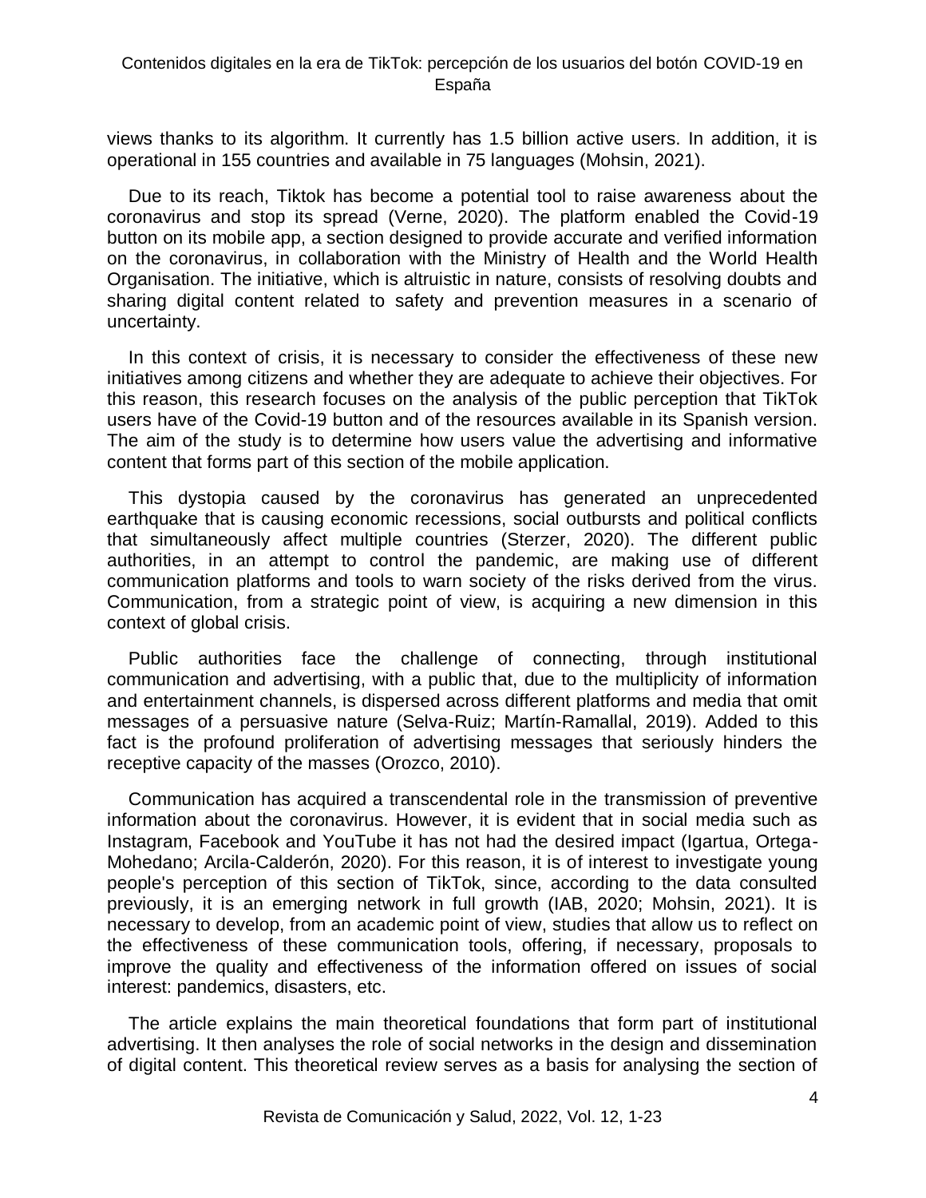views thanks to its algorithm. It currently has 1.5 billion active users. In addition, it is operational in 155 countries and available in 75 languages (Mohsin, 2021).

Due to its reach, Tiktok has become a potential tool to raise awareness about the coronavirus and stop its spread (Verne, 2020). The platform enabled the Covid-19 button on its mobile app, a section designed to provide accurate and verified information on the coronavirus, in collaboration with the Ministry of Health and the World Health Organisation. The initiative, which is altruistic in nature, consists of resolving doubts and sharing digital content related to safety and prevention measures in a scenario of uncertainty.

In this context of crisis, it is necessary to consider the effectiveness of these new initiatives among citizens and whether they are adequate to achieve their objectives. For this reason, this research focuses on the analysis of the public perception that TikTok users have of the Covid-19 button and of the resources available in its Spanish version. The aim of the study is to determine how users value the advertising and informative content that forms part of this section of the mobile application.

This dystopia caused by the coronavirus has generated an unprecedented earthquake that is causing economic recessions, social outbursts and political conflicts that simultaneously affect multiple countries (Sterzer, 2020). The different public authorities, in an attempt to control the pandemic, are making use of different communication platforms and tools to warn society of the risks derived from the virus. Communication, from a strategic point of view, is acquiring a new dimension in this context of global crisis.

Public authorities face the challenge of connecting, through institutional communication and advertising, with a public that, due to the multiplicity of information and entertainment channels, is dispersed across different platforms and media that omit messages of a persuasive nature (Selva-Ruiz; Martín-Ramallal, 2019). Added to this fact is the profound proliferation of advertising messages that seriously hinders the receptive capacity of the masses (Orozco, 2010).

Communication has acquired a transcendental role in the transmission of preventive information about the coronavirus. However, it is evident that in social media such as Instagram, Facebook and YouTube it has not had the desired impact (Igartua, Ortega-Mohedano; Arcila-Calderón, 2020). For this reason, it is of interest to investigate young people's perception of this section of TikTok, since, according to the data consulted previously, it is an emerging network in full growth (IAB, 2020; Mohsin, 2021). It is necessary to develop, from an academic point of view, studies that allow us to reflect on the effectiveness of these communication tools, offering, if necessary, proposals to improve the quality and effectiveness of the information offered on issues of social interest: pandemics, disasters, etc.

The article explains the main theoretical foundations that form part of institutional advertising. It then analyses the role of social networks in the design and dissemination of digital content. This theoretical review serves as a basis for analysing the section of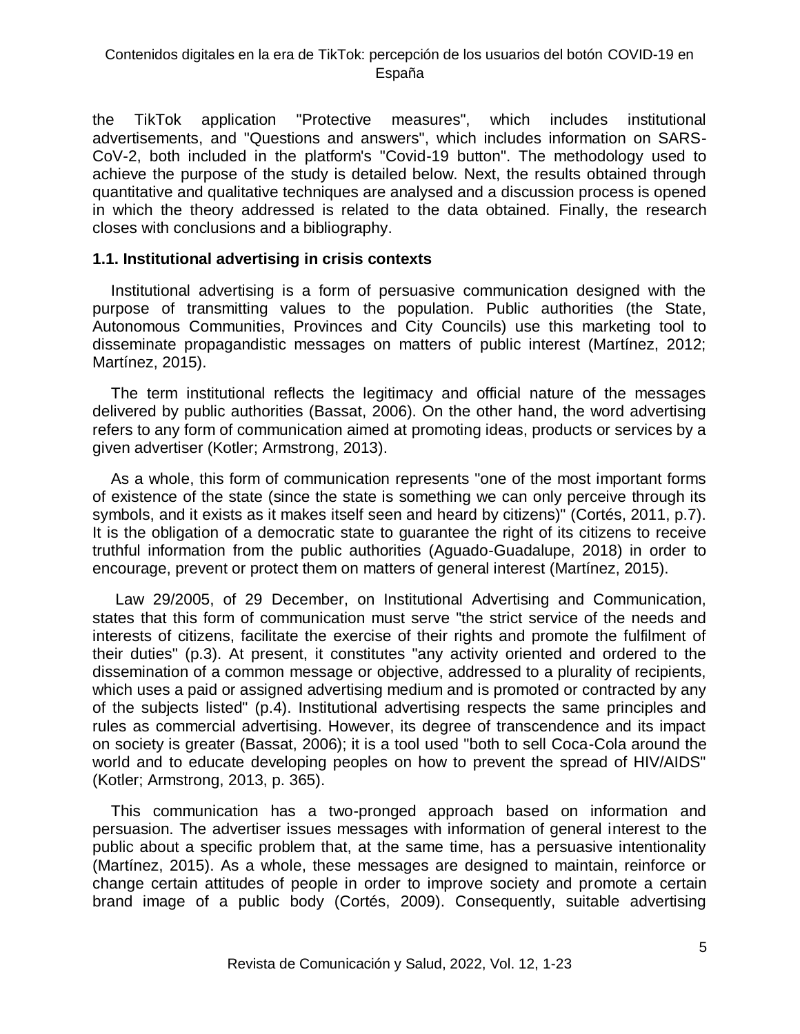the TikTok application "Protective measures", which includes institutional advertisements, and "Questions and answers", which includes information on SARS-CoV-2, both included in the platform's "Covid-19 button". The methodology used to achieve the purpose of the study is detailed below. Next, the results obtained through quantitative and qualitative techniques are analysed and a discussion process is opened in which the theory addressed is related to the data obtained. Finally, the research closes with conclusions and a bibliography.

### 1.1. Institutional advertising in crisis contexts

Institutional advertising is a form of persuasive communication designed with the purpose of transmitting values to the population. Public authorities (the State, Autonomous Communities, Provinces and City Councils) use this marketing tool to disseminate propagandistic messages on matters of public interest (Martínez, 2012; Martínez, 2015).

The term institutional reflects the legitimacy and official nature of the messages delivered by public authorities (Bassat, 2006). On the other hand, the word advertising refers to any form of communication aimed at promoting ideas, products or services by a given advertiser (Kotler; Armstrong, 2013).

As a whole, this form of communication represents "one of the most important forms of existence of the state (since the state is something we can only perceive through its symbols, and it exists as it makes itself seen and heard by citizens)" (Cortés, 2011, p.7). It is the obligation of a democratic state to guarantee the right of its citizens to receive truthful information from the public authorities (Aguado-Guadalupe, 2018) in order to encourage, prevent or protect them on matters of general interest (Martínez, 2015).

Law 29/2005, of 29 December, on Institutional Advertising and Communication, states that this form of communication must serve "the strict service of the needs and interests of citizens, facilitate the exercise of their rights and promote the fulfilment of their duties" (p.3). At present, it constitutes "any activity oriented and ordered to the dissemination of a common message or objective, addressed to a plurality of recipients, which uses a paid or assigned advertising medium and is promoted or contracted by any of the subjects listed" (p.4). Institutional advertising respects the same principles and rules as commercial advertising. However, its degree of transcendence and its impact on society is greater (Bassat, 2006); it is a tool used "both to sell Coca-Cola around the world and to educate developing peoples on how to prevent the spread of HIV/AIDS" (Kotler; Armstrong, 2013, p. 365).

This communication has a two-pronged approach based on information and persuasion. The advertiser issues messages with information of general interest to the public about a specific problem that, at the same time, has a persuasive intentionality (Martínez, 2015). As a whole, these messages are designed to maintain, reinforce or change certain attitudes of people in order to improve society and promote a certain brand image of a public body (Cortés, 2009). Consequently, suitable advertising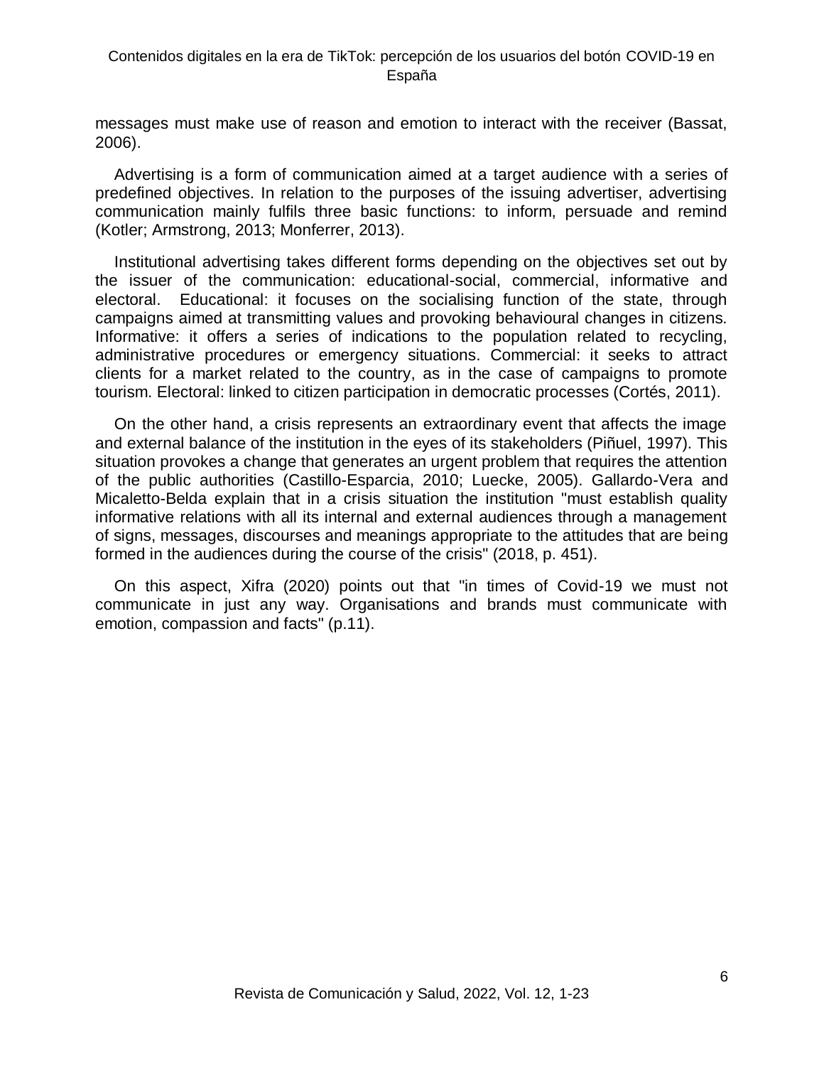messages must make use of reason and emotion to interact with the receiver (Bassat, 2006).

Advertising is a form of communication aimed at a target audience with a series of predefined objectives. In relation to the purposes of the issuing advertiser, advertising communication mainly fulfils three basic functions: to inform, persuade and remind (Kotler; Armstrong, 2013; Monferrer, 2013).

Institutional advertising takes different forms depending on the objectives set out by the issuer of the communication: educational-social, commercial, informative and electoral. Educational: it focuses on the socialising function of the state, through campaigns aimed at transmitting values and provoking behavioural changes in citizens. Informative: it offers a series of indications to the population related to recycling, administrative procedures or emergency situations. Commercial: it seeks to attract clients for a market related to the country, as in the case of campaigns to promote tourism. Electoral: linked to citizen participation in democratic processes (Cortés, 2011).

On the other hand, a crisis represents an extraordinary event that affects the image and external balance of the institution in the eyes of its stakeholders (Piñuel, 1997). This situation provokes a change that generates an urgent problem that requires the attention of the public authorities (Castillo-Esparcia, 2010; Luecke, 2005). Gallardo-Vera and Micaletto-Belda explain that in a crisis situation the institution "must establish quality informative relations with all its internal and external audiences through a management of signs, messages, discourses and meanings appropriate to the attitudes that are being formed in the audiences during the course of the crisis" (2018, p. 451).

On this aspect, Xifra (2020) points out that "in times of Covid-19 we must not communicate in just any way. Organisations and brands must communicate with emotion, compassion and facts" (p.11).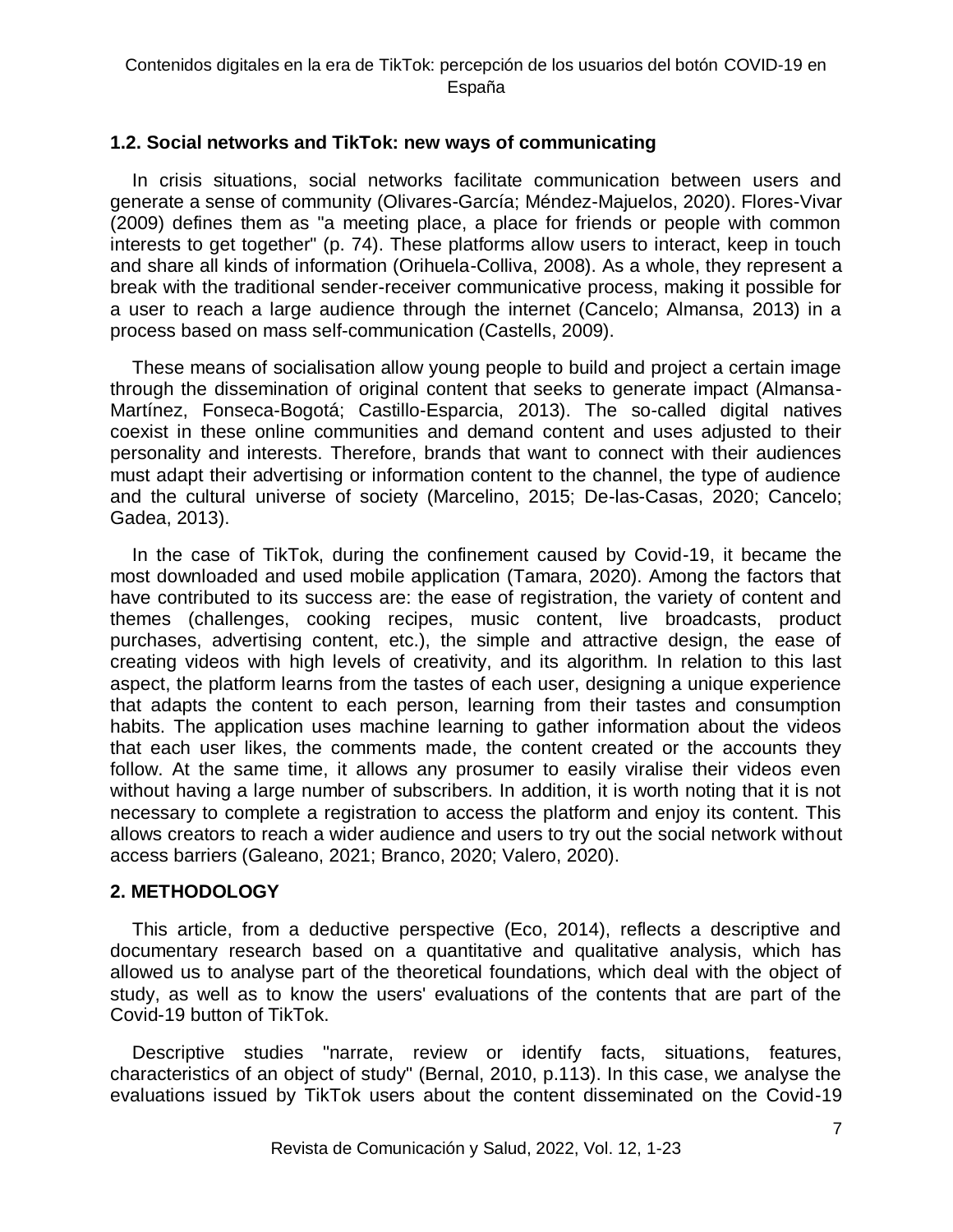### 1.2. Social networks and TikTok: new ways of communicating

In crisis situations, social networks facilitate communication between users and generate a sense of community (Olivares-García; Méndez-Majuelos, 2020). Flores-Vivar (2009) defines them as "a meeting place, a place for friends or people with common interests to get together" (p. 74). These platforms allow users to interact, keep in touch and share all kinds of information (Orihuela-Colliva, 2008). As a whole, they represent a break with the traditional sender-receiver communicative process, making it possible for a user to reach a large audience through the internet (Cancelo; Almansa, 2013) in a process based on mass self-communication (Castells, 2009).

These means of socialisation allow young people to build and project a certain image through the dissemination of original content that seeks to generate impact (Almansa-Martínez, Fonseca-Bogotá; Castillo-Esparcia, 2013). The so-called digital natives coexist in these online communities and demand content and uses adjusted to their personality and interests. Therefore, brands that want to connect with their audiences must adapt their advertising or information content to the channel, the type of audience and the cultural universe of society (Marcelino, 2015; De-las-Casas, 2020; Cancelo; Gadea, 2013).

In the case of TikTok, during the confinement caused by Covid-19, it became the most downloaded and used mobile application (Tamara, 2020). Among the factors that have contributed to its success are: the ease of registration, the variety of content and themes (challenges, cooking recipes, music content, live broadcasts, product purchases, advertising content, etc.), the simple and attractive design, the ease of creating videos with high levels of creativity, and its algorithm. In relation to this last aspect, the platform learns from the tastes of each user, designing a unique experience that adapts the content to each person, learning from their tastes and consumption habits. The application uses machine learning to gather information about the videos that each user likes, the comments made, the content created or the accounts they follow. At the same time, it allows any prosumer to easily viralise their videos even without having a large number of subscribers. In addition, it is worth noting that it is not necessary to complete a registration to access the platform and enjoy its content. This allows creators to reach a wider audience and users to try out the social network without access barriers (Galeano, 2021; Branco, 2020; Valero, 2020).

## 2. METHODOLOGY

This article, from a deductive perspective (Eco, 2014), reflects a descriptive and documentary research based on a quantitative and qualitative analysis, which has allowed us to analyse part of the theoretical foundations, which deal with the object of study, as well as to know the users' evaluations of the contents that are part of the Covid-19 button of TikTok.

Descriptive studies "narrate, review or identify facts, situations, features, characteristics of an object of study" (Bernal, 2010, p.113). In this case, we analyse the evaluations issued by TikTok users about the content disseminated on the Covid-19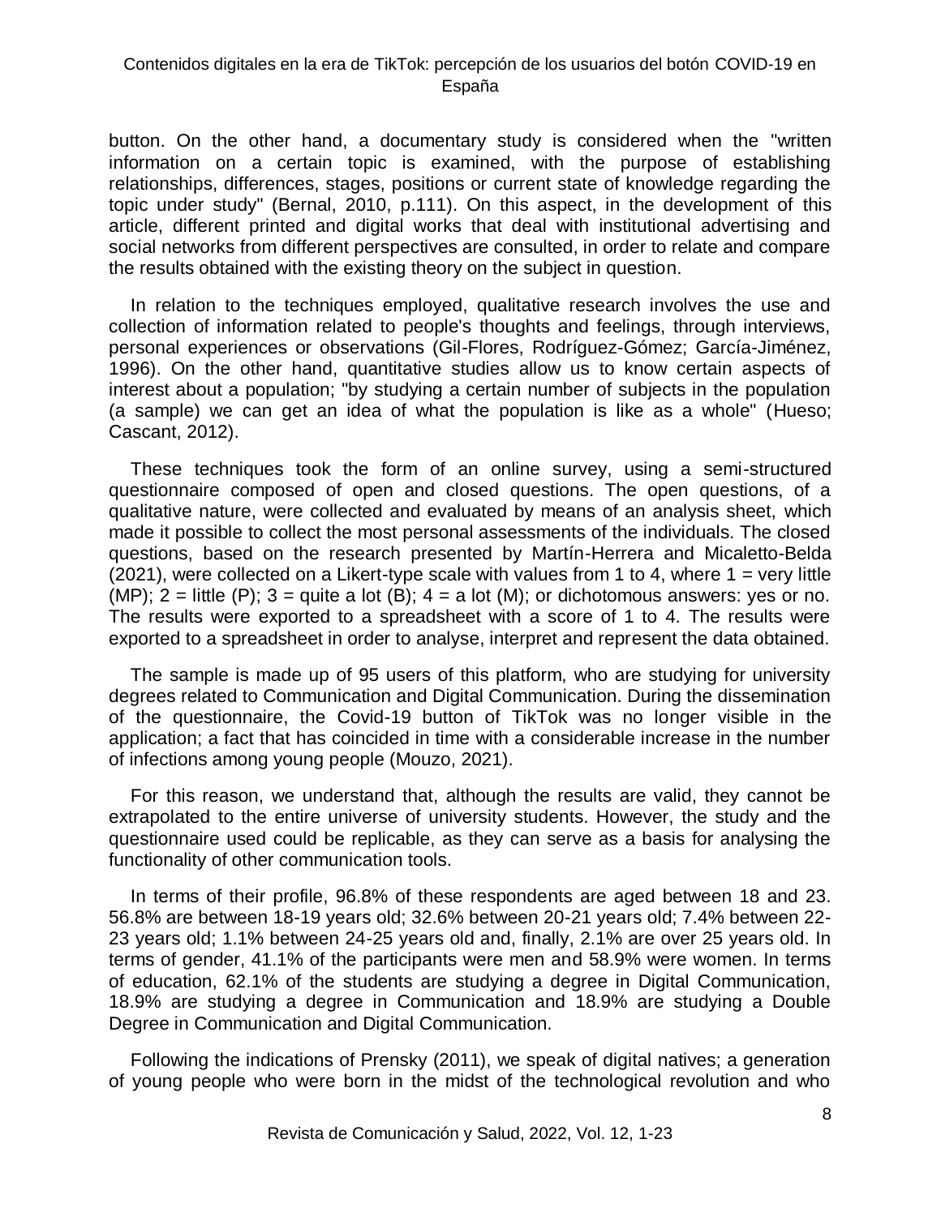button. On the other hand, a documentary study is considered when the "written information on a certain topic is examined, with the purpose of establishing relationships, differences, stages, positions or current state of knowledge regarding the topic under study" (Bernal, 2010, p.111). On this aspect, in the development of this article, different printed and digital works that deal with institutional advertising and social networks from different perspectives are consulted, in order to relate and compare the results obtained with the existing theory on the subject in question.

In relation to the techniques employed, qualitative research involves the use and collection of information related to people's thoughts and feelings, through interviews, personal experiences or observations (Gil-Flores, Rodríguez-Gómez; García-Jiménez, 1996). On the other hand, quantitative studies allow us to know certain aspects of interest about a population; "by studying a certain number of subjects in the population (a sample) we can get an idea of what the population is like as a whole" (Hueso; Cascant, 2012).

These techniques took the form of an online survey, using a semi-structured questionnaire composed of open and closed questions. The open questions, of a qualitative nature, were collected and evaluated by means of an analysis sheet, which made it possible to collect the most personal assessments of the individuals. The closed questions, based on the research presented by Martín-Herrera and Micaletto-Belda (2021), were collected on a Likert-type scale with values from 1 to 4, where 1 = very little (MP); 2 = little (P); 3 = quite a lot (B); 4 = a lot (M); or dichotomous answers: yes or no. The results were exported to a spreadsheet with a score of 1 to 4. The results were exported to a spreadsheet in order to analyse, interpret and represent the data obtained.

The sample is made up of 95 users of this platform, who are studying for university degrees related to Communication and Digital Communication. During the dissemination of the questionnaire, the Covid-19 button of TikTok was no longer visible in the application; a fact that has coincided in time with a considerable increase in the number of infections among young people (Mouzo, 2021).

For this reason, we understand that, although the results are valid, they cannot be extrapolated to the entire universe of university students. However, the study and the questionnaire used could be replicable, as they can serve as a basis for analysing the functionality of other communication tools.

In terms of their profile, 96.8% of these respondents are aged between 18 and 23. 56.8% are between 18-19 years old; 32.6% between 20-21 years old; 7.4% between 22-23 years old; 1.1% between 24-25 years old and, finally, 2.1% are over 25 years old. In terms of gender, 41.1% of the participants were men and 58.9% were women. In terms of education, 62.1% of the students are studying a degree in Digital Communication, 18.9% are studying a degree in Communication and 18.9% are studying a Double Degree in Communication and Digital Communication.

Following the indications of Prensky (2011), we speak of digital natives; a generation of young people who were born in the midst of the technological revolution and who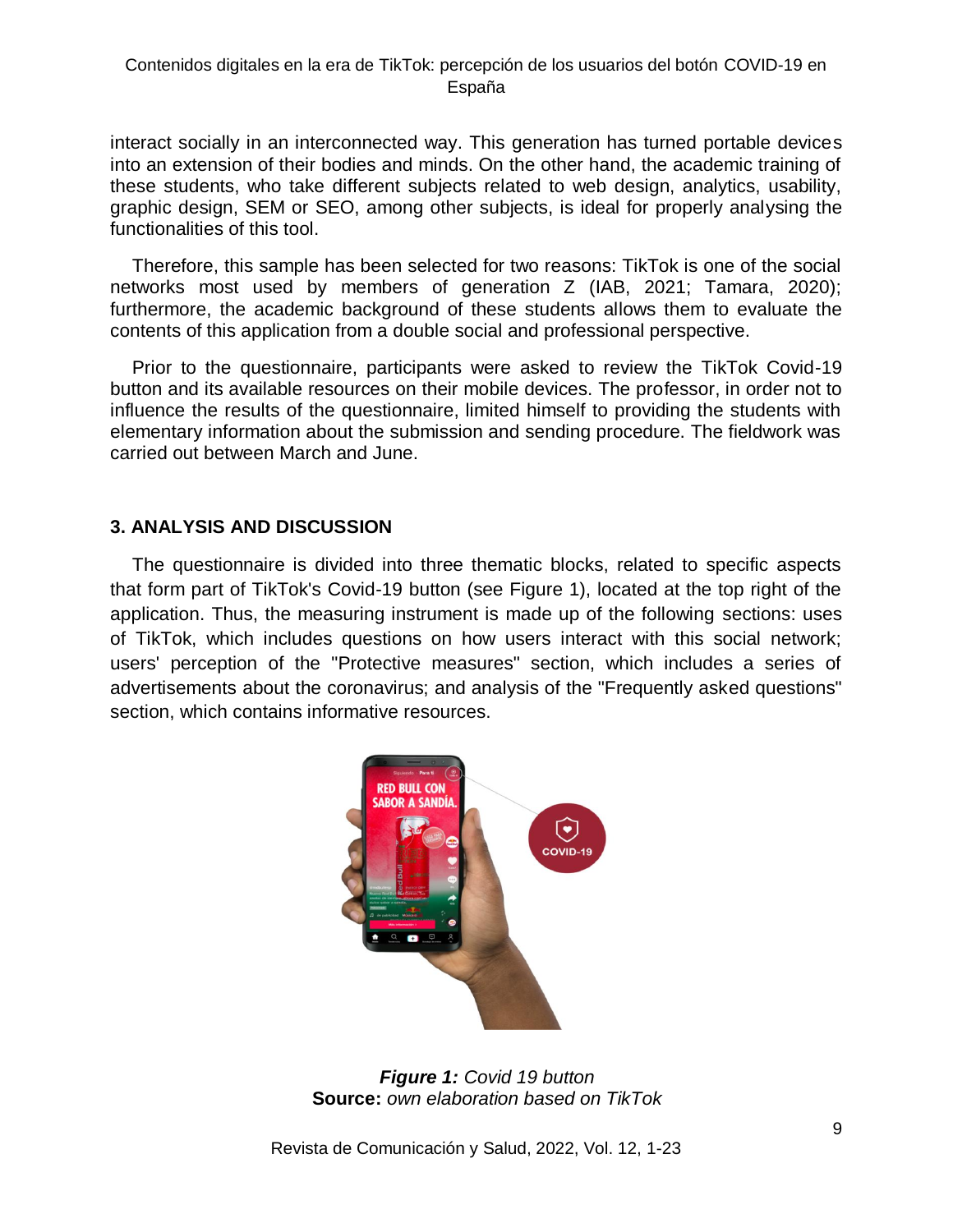interact socially in an interconnected way. This generation has turned portable devices into an extension of their bodies and minds. On the other hand, the academic training of these students, who take different subjects related to web design, analytics, usability, graphic design, SEM or SEO, among other subjects, is ideal for properly analysing the functionalities of this tool.

Therefore, this sample has been selected for two reasons: TikTok is one of the social networks most used by members of generation Z (IAB, 2021; Tamara, 2020); furthermore, the academic background of these students allows them to evaluate the contents of this application from a double social and professional perspective.

Prior to the questionnaire, participants were asked to review the TikTok Covid-19 button and its available resources on their mobile devices. The professor, in order not to influence the results of the questionnaire, limited himself to providing the students with elementary information about the submission and sending procedure. The fieldwork was carried out between March and June.

## 3. ANALYSIS AND DISCUSSION

The questionnaire is divided into three thematic blocks, related to specific aspects that form part of TikTok's Covid-19 button (see Figure 1), located at the top right of the application. Thus, the measuring instrument is made up of the following sections: uses of TikTok, which includes questions on how users interact with this social network; users' perception of the "Protective measures" section, which includes a series of advertisements about the coronavirus; and analysis of the "Frequently asked questions" section, which contains informative resources.

***Figure 1:*** *Covid 19 button*
**Source:** *own elaboration based on TikTok*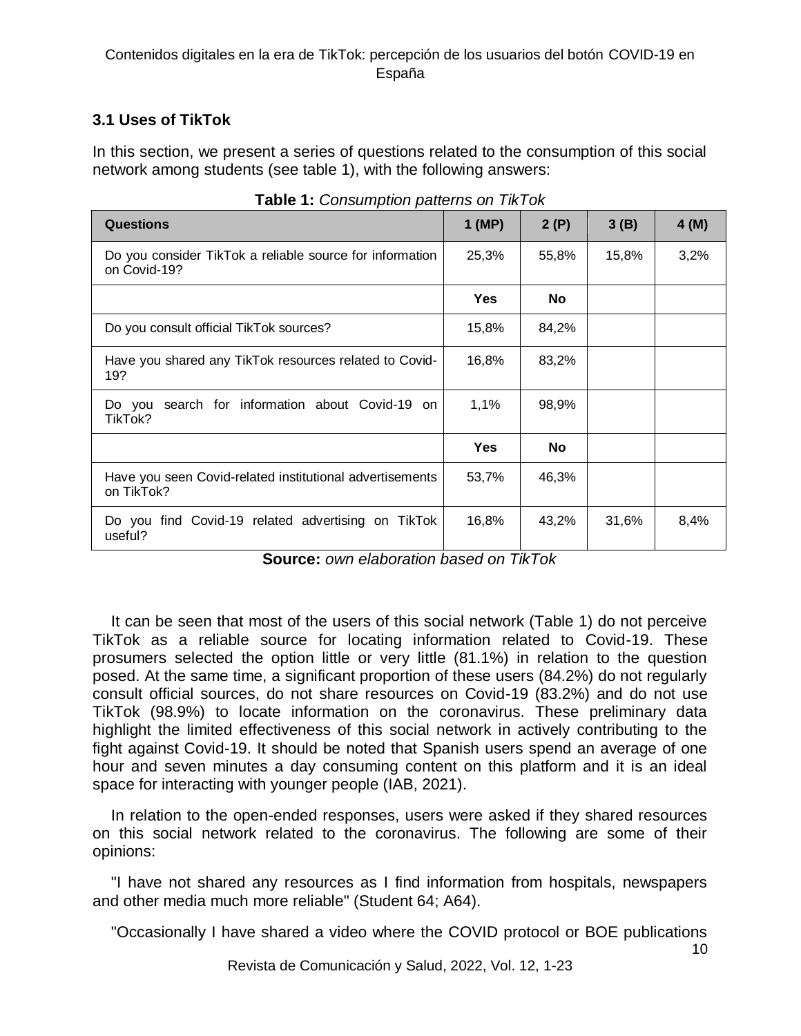### 3.1 Uses of TikTok

In this section, we present a series of questions related to the consumption of this social network among students (see table 1), with the following answers:

**Table 1:** *Consumption patterns on TikTok*

| Questions | 1 (MP) | 2 (P) | 3 (B) | 4 (M) |
|---|---|---|---|---|
| Do you consider TikTok a reliable source for information on Covid-19? | 25,3% | 55,8% | 15,8% | 3,2% |
| | **Yes** | **No** | | |
| Do you consult official TikTok sources? | 15,8% | 84,2% | | |
| Have you shared any TikTok resources related to Covid-19? | 16,8% | 83,2% | | |
| Do you search for information about Covid-19 on TikTok? | 1,1% | 98,9% | | |
| | **Yes** | **No** | | |
| Have you seen Covid-related institutional advertisements on TikTok? | 53,7% | 46,3% | | |
| Do you find Covid-19 related advertising on TikTok useful? | 16,8% | 43,2% | 31,6% | 8,4% |

**Source:** *own elaboration based on TikTok*

It can be seen that most of the users of this social network (Table 1) do not perceive TikTok as a reliable source for locating information related to Covid-19. These prosumers selected the option little or very little (81.1%) in relation to the question posed. At the same time, a significant proportion of these users (84.2%) do not regularly consult official sources, do not share resources on Covid-19 (83.2%) and do not use TikTok (98.9%) to locate information on the coronavirus. These preliminary data highlight the limited effectiveness of this social network in actively contributing to the fight against Covid-19. It should be noted that Spanish users spend an average of one hour and seven minutes a day consuming content on this platform and it is an ideal space for interacting with younger people (IAB, 2021).

In relation to the open-ended responses, users were asked if they shared resources on this social network related to the coronavirus. The following are some of their opinions:

"I have not shared any resources as I find information from hospitals, newspapers and other media much more reliable" (Student 64; A64).

"Occasionally I have shared a video where the COVID protocol or BOE publications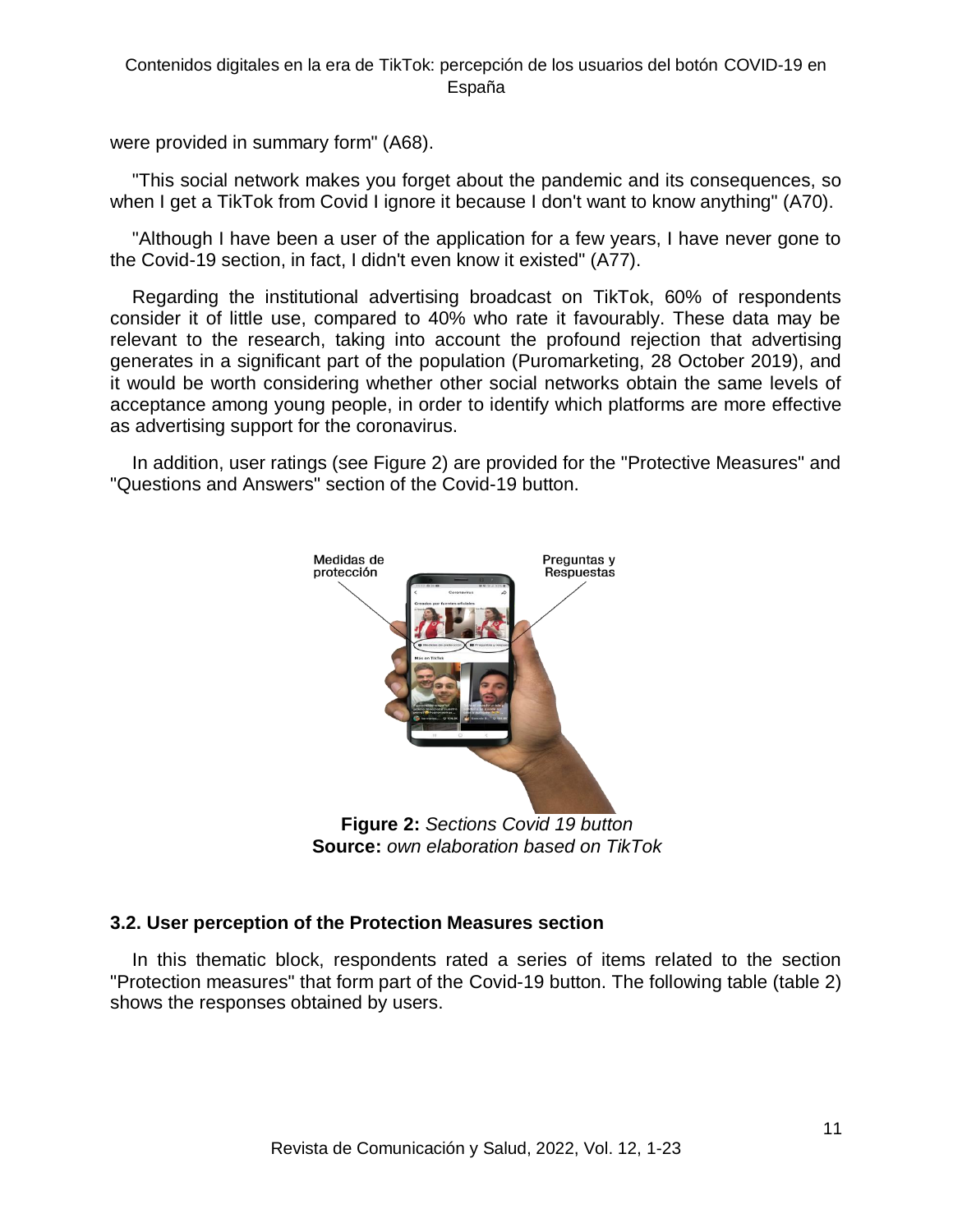were provided in summary form" (A68).

"This social network makes you forget about the pandemic and its consequences, so when I get a TikTok from Covid I ignore it because I don't want to know anything" (A70).

"Although I have been a user of the application for a few years, I have never gone to the Covid-19 section, in fact, I didn't even know it existed" (A77).

Regarding the institutional advertising broadcast on TikTok, 60% of respondents consider it of little use, compared to 40% who rate it favourably. These data may be relevant to the research, taking into account the profound rejection that advertising generates in a significant part of the population (Puromarketing, 28 October 2019), and it would be worth considering whether other social networks obtain the same levels of acceptance among young people, in order to identify which platforms are more effective as advertising support for the coronavirus.

In addition, user ratings (see Figure 2) are provided for the "Protective Measures" and "Questions and Answers" section of the Covid-19 button.

**Figure 2:** *Sections Covid 19 button*
**Source:** *own elaboration based on TikTok*

### 3.2. User perception of the Protection Measures section

In this thematic block, respondents rated a series of items related to the section "Protection measures" that form part of the Covid-19 button. The following table (table 2) shows the responses obtained by users.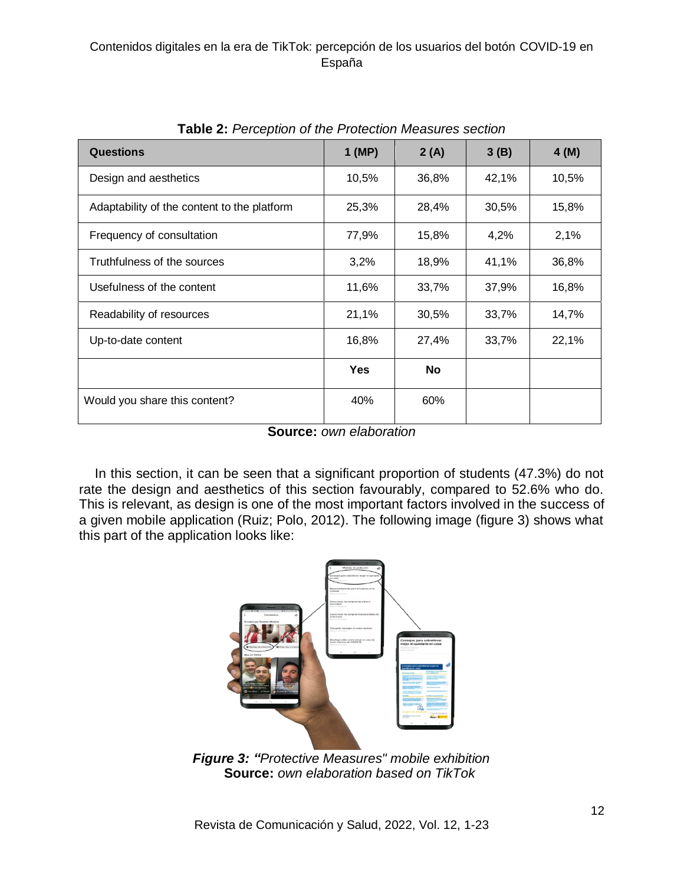**Table 2:** *Perception of the Protection Measures section*

| Questions | 1 (MP) | 2 (A) | 3 (B) | 4 (M) |
|---|---|---|---|---|
| Design and aesthetics | 10,5% | 36,8% | 42,1% | 10,5% |
| Adaptability of the content to the platform | 25,3% | 28,4% | 30,5% | 15,8% |
| Frequency of consultation | 77,9% | 15,8% | 4,2% | 2,1% |
| Truthfulness of the sources | 3,2% | 18,9% | 41,1% | 36,8% |
| Usefulness of the content | 11,6% | 33,7% | 37,9% | 16,8% |
| Readability of resources | 21,1% | 30,5% | 33,7% | 14,7% |
| Up-to-date content | 16,8% | 27,4% | 33,7% | 22,1% |
| | **Yes** | **No** | | |
| Would you share this content? | 40% | 60% | | |

**Source:** *own elaboration*

In this section, it can be seen that a significant proportion of students (47.3%) do not rate the design and aesthetics of this section favourably, compared to 52.6% who do. This is relevant, as design is one of the most important factors involved in the success of a given mobile application (Ruiz; Polo, 2012). The following image (figure 3) shows what this part of the application looks like:

***Figure 3: "****Protective Measures" mobile exhibition*
**Source:** *own elaboration based on TikTok*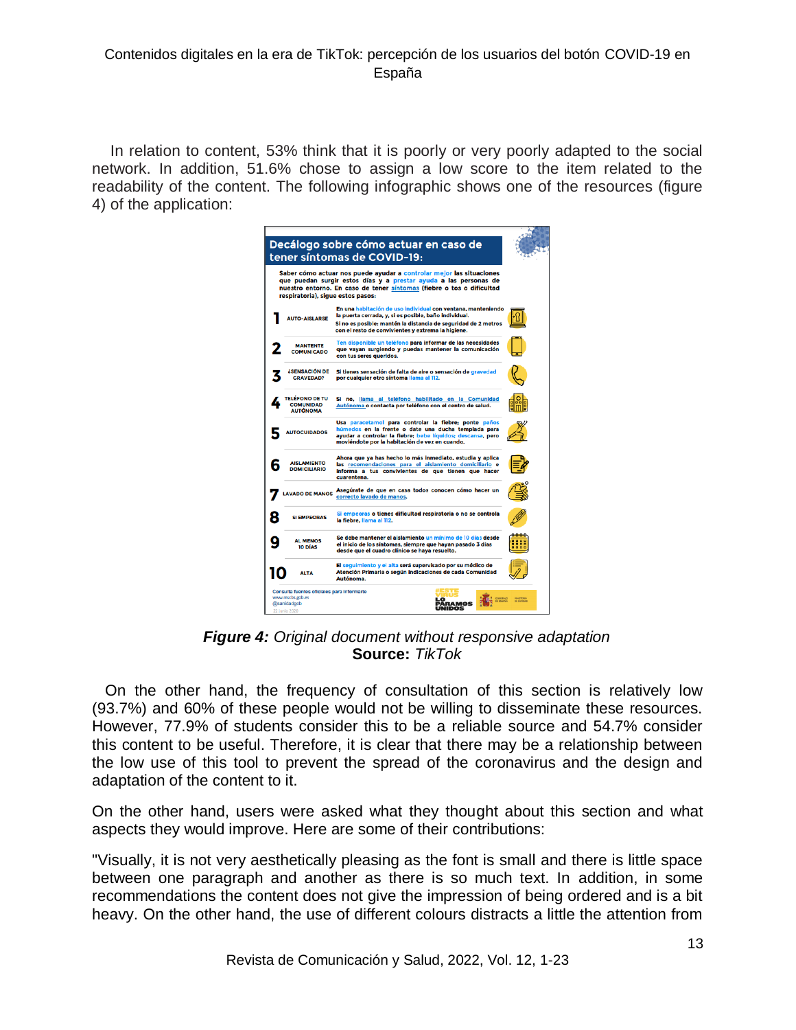In relation to content, 53% think that it is poorly or very poorly adapted to the social network. In addition, 51.6% chose to assign a low score to the item related to the readability of the content. The following infographic shows one of the resources (figure 4) of the application:

***Figure 4:*** *Original document without responsive adaptation*
**Source:** *TikTok*

On the other hand, the frequency of consultation of this section is relatively low (93.7%) and 60% of these people would not be willing to disseminate these resources. However, 77.9% of students consider this to be a reliable source and 54.7% consider this content to be useful. Therefore, it is clear that there may be a relationship between the low use of this tool to prevent the spread of the coronavirus and the design and adaptation of the content to it.

On the other hand, users were asked what they thought about this section and what aspects they would improve. Here are some of their contributions:

"Visually, it is not very aesthetically pleasing as the font is small and there is little space between one paragraph and another as there is so much text. In addition, in some recommendations the content does not give the impression of being ordered and is a bit heavy. On the other hand, the use of different colours distracts a little the attention from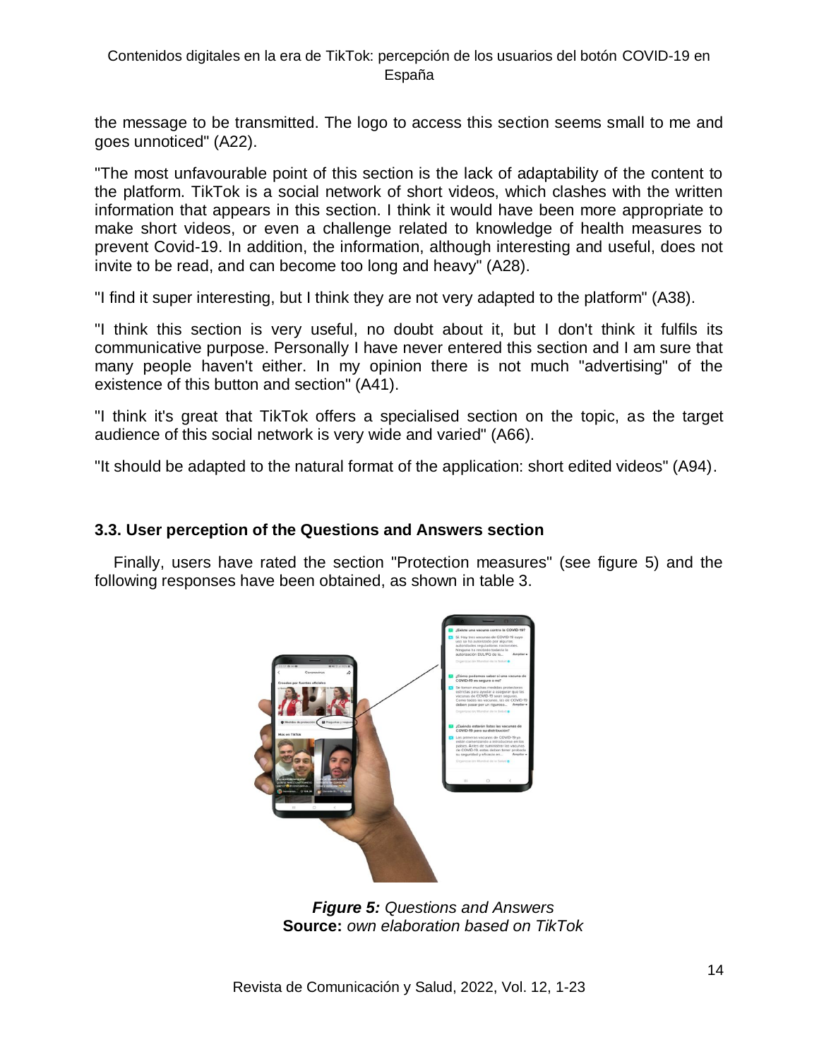the message to be transmitted. The logo to access this section seems small to me and goes unnoticed" (A22).

"The most unfavourable point of this section is the lack of adaptability of the content to the platform. TikTok is a social network of short videos, which clashes with the written information that appears in this section. I think it would have been more appropriate to make short videos, or even a challenge related to knowledge of health measures to prevent Covid-19. In addition, the information, although interesting and useful, does not invite to be read, and can become too long and heavy" (A28).

"I find it super interesting, but I think they are not very adapted to the platform" (A38).

"I think this section is very useful, no doubt about it, but I don't think it fulfils its communicative purpose. Personally I have never entered this section and I am sure that many people haven't either. In my opinion there is not much "advertising" of the existence of this button and section" (A41).

"I think it's great that TikTok offers a specialised section on the topic, as the target audience of this social network is very wide and varied" (A66).

"It should be adapted to the natural format of the application: short edited videos" (A94).

### 3.3. User perception of the Questions and Answers section

Finally, users have rated the section "Protection measures" (see figure 5) and the following responses have been obtained, as shown in table 3.

***Figure 5:*** *Questions and Answers*
**Source:** *own elaboration based on TikTok*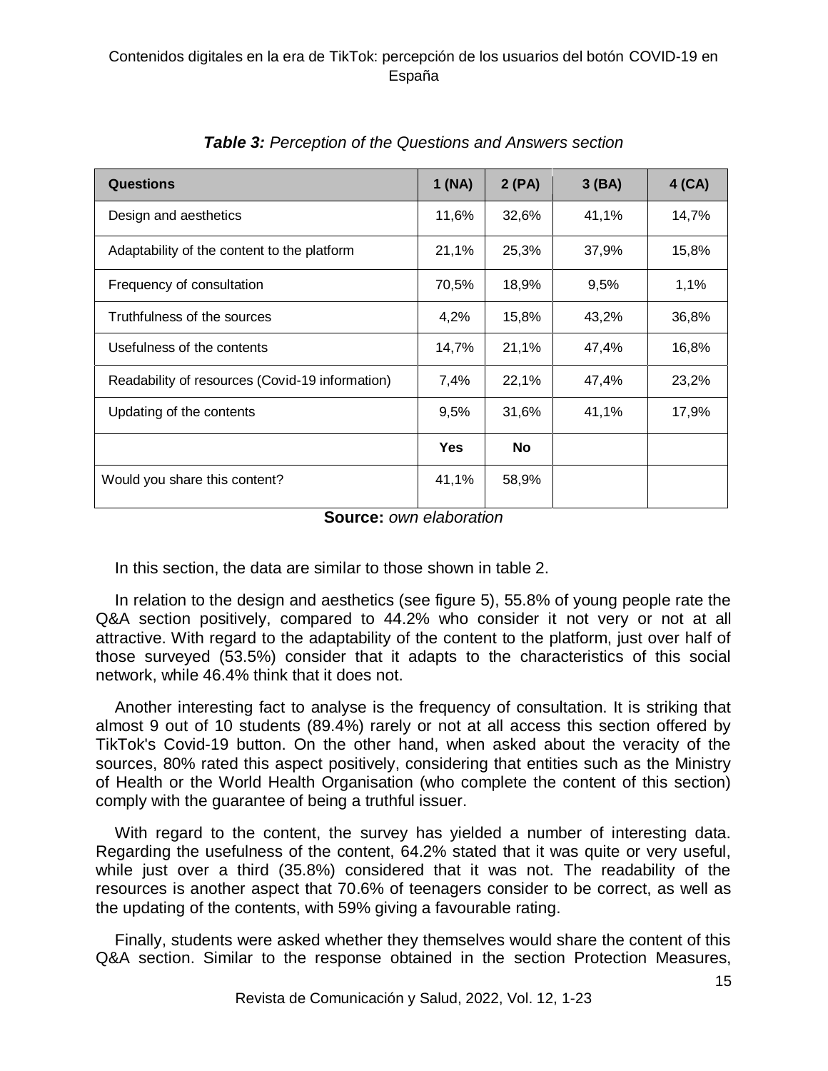***Table 3:** Perception of the Questions and Answers section*

| Questions | 1 (NA) | 2 (PA) | 3 (BA) | 4 (CA) |
|---|---|---|---|---|
| Design and aesthetics | 11,6% | 32,6% | 41,1% | 14,7% |
| Adaptability of the content to the platform | 21,1% | 25,3% | 37,9% | 15,8% |
| Frequency of consultation | 70,5% | 18,9% | 9,5% | 1,1% |
| Truthfulness of the sources | 4,2% | 15,8% | 43,2% | 36,8% |
| Usefulness of the contents | 14,7% | 21,1% | 47,4% | 16,8% |
| Readability of resources (Covid-19 information) | 7,4% | 22,1% | 47,4% | 23,2% |
| Updating of the contents | 9,5% | 31,6% | 41,1% | 17,9% |
| | **Yes** | **No** | | |
| Would you share this content? | 41,1% | 58,9% | | |

**Source:** *own elaboration*

In this section, the data are similar to those shown in table 2.

In relation to the design and aesthetics (see figure 5), 55.8% of young people rate the Q&A section positively, compared to 44.2% who consider it not very or not at all attractive. With regard to the adaptability of the content to the platform, just over half of those surveyed (53.5%) consider that it adapts to the characteristics of this social network, while 46.4% think that it does not.

Another interesting fact to analyse is the frequency of consultation. It is striking that almost 9 out of 10 students (89.4%) rarely or not at all access this section offered by TikTok's Covid-19 button. On the other hand, when asked about the veracity of the sources, 80% rated this aspect positively, considering that entities such as the Ministry of Health or the World Health Organisation (who complete the content of this section) comply with the guarantee of being a truthful issuer.

With regard to the content, the survey has yielded a number of interesting data. Regarding the usefulness of the content, 64.2% stated that it was quite or very useful, while just over a third (35.8%) considered that it was not. The readability of the resources is another aspect that 70.6% of teenagers consider to be correct, as well as the updating of the contents, with 59% giving a favourable rating.

Finally, students were asked whether they themselves would share the content of this Q&A section. Similar to the response obtained in the section Protection Measures,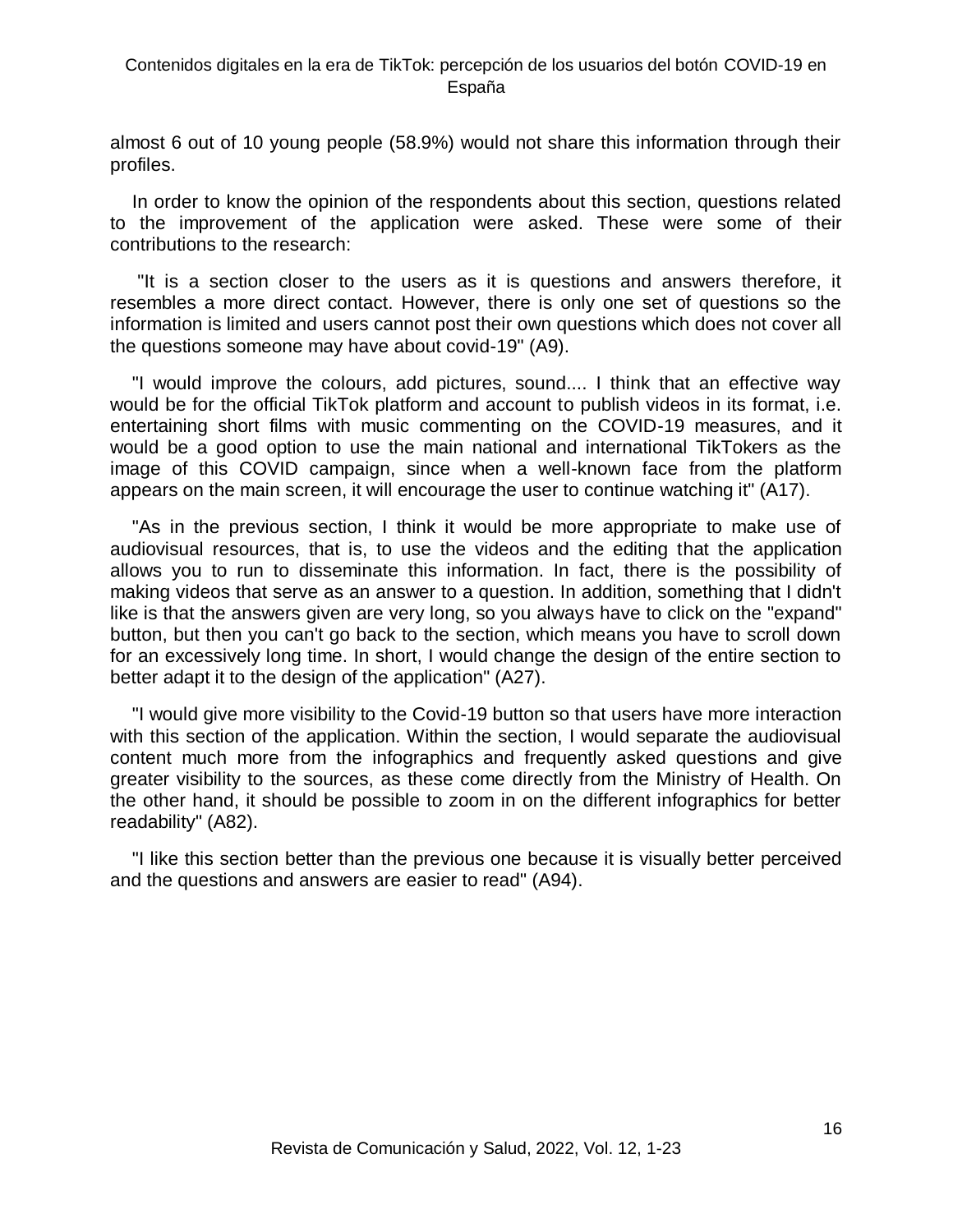almost 6 out of 10 young people (58.9%) would not share this information through their profiles.

In order to know the opinion of the respondents about this section, questions related to the improvement of the application were asked. These were some of their contributions to the research:

"It is a section closer to the users as it is questions and answers therefore, it resembles a more direct contact. However, there is only one set of questions so the information is limited and users cannot post their own questions which does not cover all the questions someone may have about covid-19" (A9).

"I would improve the colours, add pictures, sound.... I think that an effective way would be for the official TikTok platform and account to publish videos in its format, i.e. entertaining short films with music commenting on the COVID-19 measures, and it would be a good option to use the main national and international TikTokers as the image of this COVID campaign, since when a well-known face from the platform appears on the main screen, it will encourage the user to continue watching it" (A17).

"As in the previous section, I think it would be more appropriate to make use of audiovisual resources, that is, to use the videos and the editing that the application allows you to run to disseminate this information. In fact, there is the possibility of making videos that serve as an answer to a question. In addition, something that I didn't like is that the answers given are very long, so you always have to click on the "expand" button, but then you can't go back to the section, which means you have to scroll down for an excessively long time. In short, I would change the design of the entire section to better adapt it to the design of the application" (A27).

"I would give more visibility to the Covid-19 button so that users have more interaction with this section of the application. Within the section, I would separate the audiovisual content much more from the infographics and frequently asked questions and give greater visibility to the sources, as these come directly from the Ministry of Health. On the other hand, it should be possible to zoom in on the different infographics for better readability" (A82).

"I like this section better than the previous one because it is visually better perceived and the questions and answers are easier to read" (A94).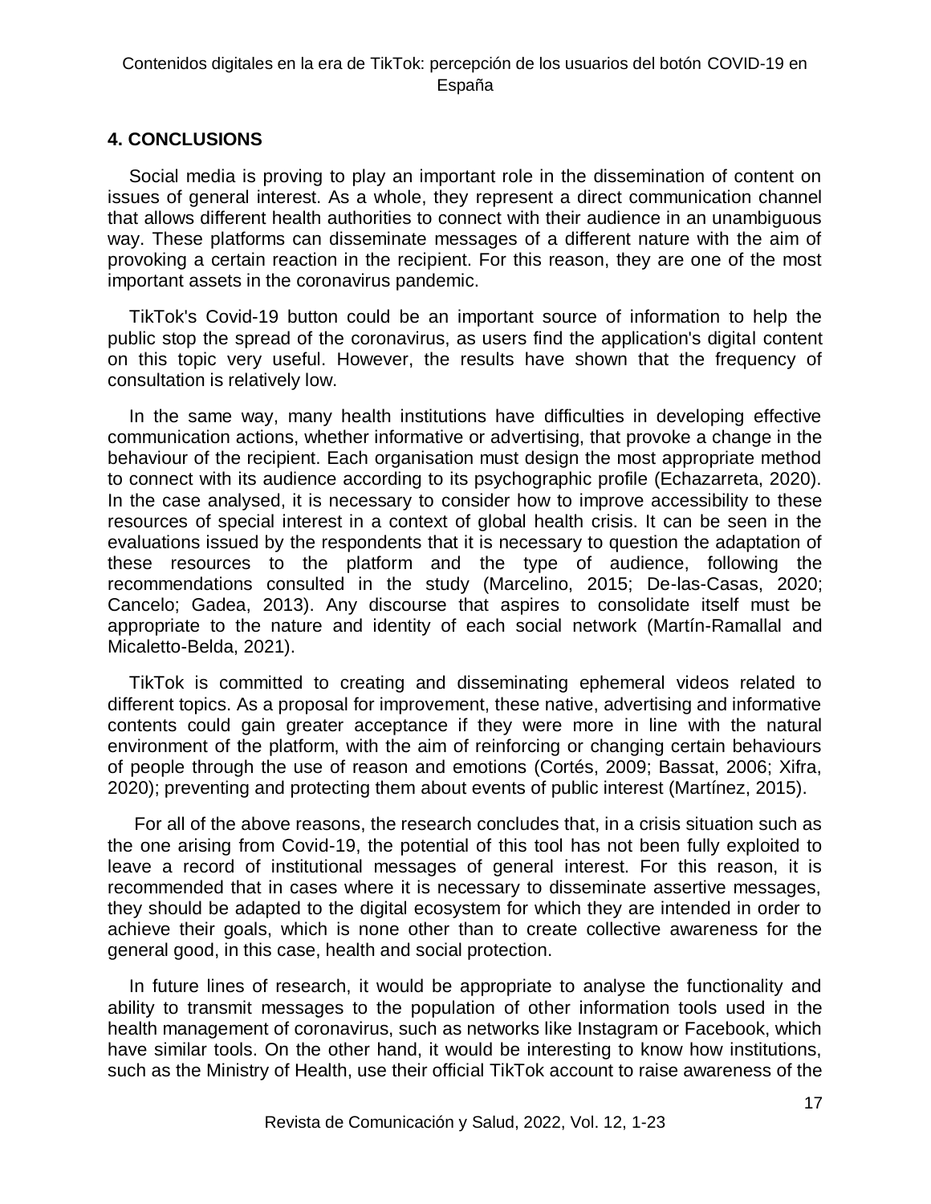## 4. CONCLUSIONS

Social media is proving to play an important role in the dissemination of content on issues of general interest. As a whole, they represent a direct communication channel that allows different health authorities to connect with their audience in an unambiguous way. These platforms can disseminate messages of a different nature with the aim of provoking a certain reaction in the recipient. For this reason, they are one of the most important assets in the coronavirus pandemic.

TikTok's Covid-19 button could be an important source of information to help the public stop the spread of the coronavirus, as users find the application's digital content on this topic very useful. However, the results have shown that the frequency of consultation is relatively low.

In the same way, many health institutions have difficulties in developing effective communication actions, whether informative or advertising, that provoke a change in the behaviour of the recipient. Each organisation must design the most appropriate method to connect with its audience according to its psychographic profile (Echazarreta, 2020). In the case analysed, it is necessary to consider how to improve accessibility to these resources of special interest in a context of global health crisis. It can be seen in the evaluations issued by the respondents that it is necessary to question the adaptation of these resources to the platform and the type of audience, following the recommendations consulted in the study (Marcelino, 2015; De-las-Casas, 2020; Cancelo; Gadea, 2013). Any discourse that aspires to consolidate itself must be appropriate to the nature and identity of each social network (Martín-Ramallal and Micaletto-Belda, 2021).

TikTok is committed to creating and disseminating ephemeral videos related to different topics. As a proposal for improvement, these native, advertising and informative contents could gain greater acceptance if they were more in line with the natural environment of the platform, with the aim of reinforcing or changing certain behaviours of people through the use of reason and emotions (Cortés, 2009; Bassat, 2006; Xifra, 2020); preventing and protecting them about events of public interest (Martínez, 2015).

For all of the above reasons, the research concludes that, in a crisis situation such as the one arising from Covid-19, the potential of this tool has not been fully exploited to leave a record of institutional messages of general interest. For this reason, it is recommended that in cases where it is necessary to disseminate assertive messages, they should be adapted to the digital ecosystem for which they are intended in order to achieve their goals, which is none other than to create collective awareness for the general good, in this case, health and social protection.

In future lines of research, it would be appropriate to analyse the functionality and ability to transmit messages to the population of other information tools used in the health management of coronavirus, such as networks like Instagram or Facebook, which have similar tools. On the other hand, it would be interesting to know how institutions, such as the Ministry of Health, use their official TikTok account to raise awareness of the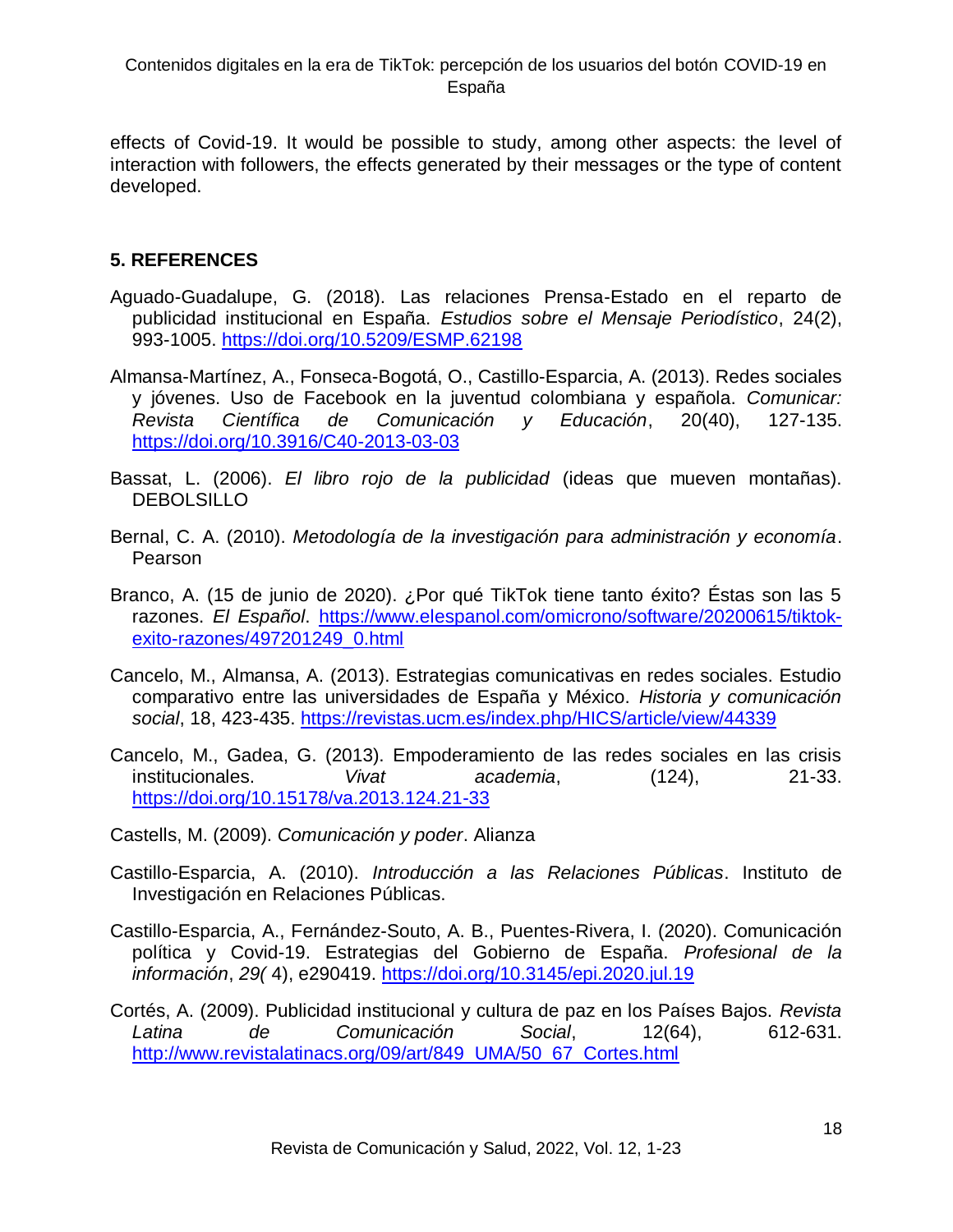effects of Covid-19. It would be possible to study, among other aspects: the level of interaction with followers, the effects generated by their messages or the type of content developed.

## 5. REFERENCES

Aguado-Guadalupe, G. (2018). Las relaciones Prensa-Estado en el reparto de publicidad institucional en España. *Estudios sobre el Mensaje Periodístico*, 24(2), 993-1005. https://doi.org/10.5209/ESMP.62198

Almansa-Martínez, A., Fonseca-Bogotá, O., Castillo-Esparcia, A. (2013). Redes sociales y jóvenes. Uso de Facebook en la juventud colombiana y española. *Comunicar: Revista Científica de Comunicación y Educación*, 20(40), 127-135. https://doi.org/10.3916/C40-2013-03-03

Bassat, L. (2006). *El libro rojo de la publicidad* (ideas que mueven montañas). DEBOLSILLO

Bernal, C. A. (2010). *Metodología de la investigación para administración y economía*. Pearson

Branco, A. (15 de junio de 2020). ¿Por qué TikTok tiene tanto éxito? Éstas son las 5 razones. *El Español*. https://www.elespanol.com/omicrono/software/20200615/tiktok-exito-razones/497201249_0.html

Cancelo, M., Almansa, A. (2013). Estrategias comunicativas en redes sociales. Estudio comparativo entre las universidades de España y México. *Historia y comunicación social*, 18, 423-435. https://revistas.ucm.es/index.php/HICS/article/view/44339

Cancelo, M., Gadea, G. (2013). Empoderamiento de las redes sociales en las crisis institucionales. *Vivat academia*, (124), 21-33. https://doi.org/10.15178/va.2013.124.21-33

Castells, M. (2009). *Comunicación y poder*. Alianza

Castillo-Esparcia, A. (2010). *Introducción a las Relaciones Públicas*. Instituto de Investigación en Relaciones Públicas.

Castillo-Esparcia, A., Fernández-Souto, A. B., Puentes-Rivera, I. (2020). Comunicación política y Covid-19. Estrategias del Gobierno de España. *Profesional de la información*, *29(* 4), e290419. https://doi.org/10.3145/epi.2020.jul.19

Cortés, A. (2009). Publicidad institucional y cultura de paz en los Países Bajos. *Revista Latina de Comunicación Social*, 12(64), 612-631. http://www.revistalatinacs.org/09/art/849_UMA/50_67_Cortes.html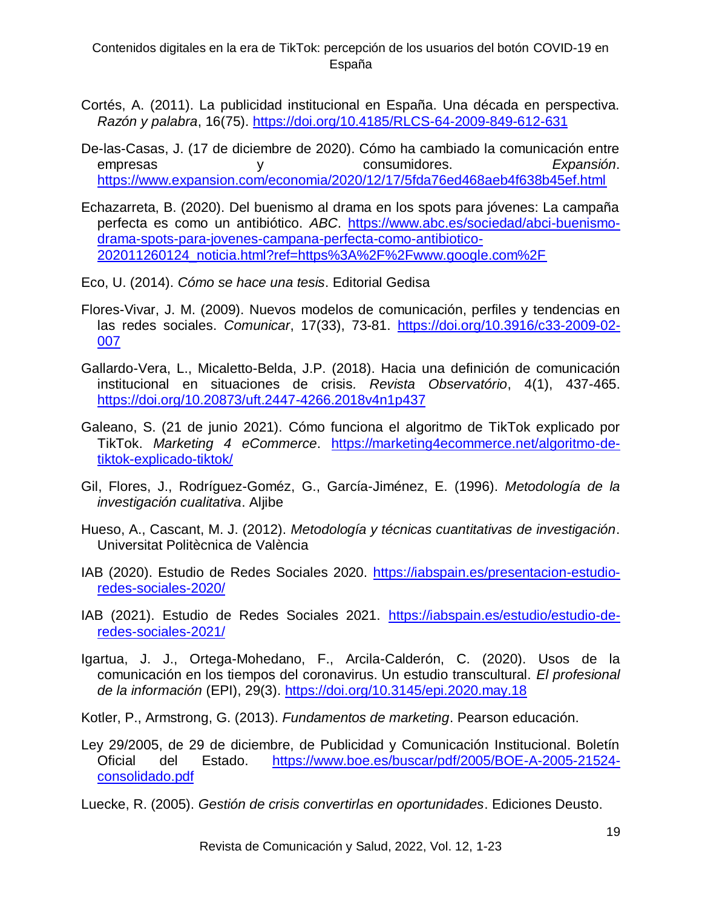Cortés, A. (2011). La publicidad institucional en España. Una década en perspectiva. *Razón y palabra*, 16(75). https://doi.org/10.4185/RLCS-64-2009-849-612-631

De-las-Casas, J. (17 de diciembre de 2020). Cómo ha cambiado la comunicación entre empresas y consumidores. *Expansión*. https://www.expansion.com/economia/2020/12/17/5fda76ed468aeb4f638b45ef.html

Echazarreta, B. (2020). Del buenismo al drama en los spots para jóvenes: La campaña perfecta es como un antibiótico. *ABC*. https://www.abc.es/sociedad/abci-buenismo-drama-spots-para-jovenes-campana-perfecta-como-antibiotico-202011260124_noticia.html?ref=https%3A%2F%2Fwww.google.com%2F

Eco, U. (2014). *Cómo se hace una tesis*. Editorial Gedisa

Flores-Vivar, J. M. (2009). Nuevos modelos de comunicación, perfiles y tendencias en las redes sociales. *Comunicar*, 17(33), 73-81. https://doi.org/10.3916/c33-2009-02-007

Gallardo-Vera, L., Micaletto-Belda, J.P. (2018). Hacia una definición de comunicación institucional en situaciones de crisis. *Revista Observatório*, 4(1), 437-465. https://doi.org/10.20873/uft.2447-4266.2018v4n1p437

Galeano, S. (21 de junio 2021). Cómo funciona el algoritmo de TikTok explicado por TikTok. *Marketing 4 eCommerce*. https://marketing4ecommerce.net/algoritmo-de-tiktok-explicado-tiktok/

Gil, Flores, J., Rodríguez-Goméz, G., García-Jiménez, E. (1996). *Metodología de la investigación cualitativa*. Aljibe

Hueso, A., Cascant, M. J. (2012). *Metodología y técnicas cuantitativas de investigación*. Universitat Politècnica de València

IAB (2020). Estudio de Redes Sociales 2020. https://iabspain.es/presentacion-estudio-redes-sociales-2020/

IAB (2021). Estudio de Redes Sociales 2021. https://iabspain.es/estudio/estudio-de-redes-sociales-2021/

Igartua, J. J., Ortega-Mohedano, F., Arcila-Calderón, C. (2020). Usos de la comunicación en los tiempos del coronavirus. Un estudio transcultural. *El profesional de la información* (EPI), 29(3). https://doi.org/10.3145/epi.2020.may.18

Kotler, P., Armstrong, G. (2013). *Fundamentos de marketing*. Pearson educación.

Ley 29/2005, de 29 de diciembre, de Publicidad y Comunicación Institucional. Boletín Oficial del Estado. https://www.boe.es/buscar/pdf/2005/BOE-A-2005-21524-consolidado.pdf

Luecke, R. (2005). *Gestión de crisis convertirlas en oportunidades*. Ediciones Deusto.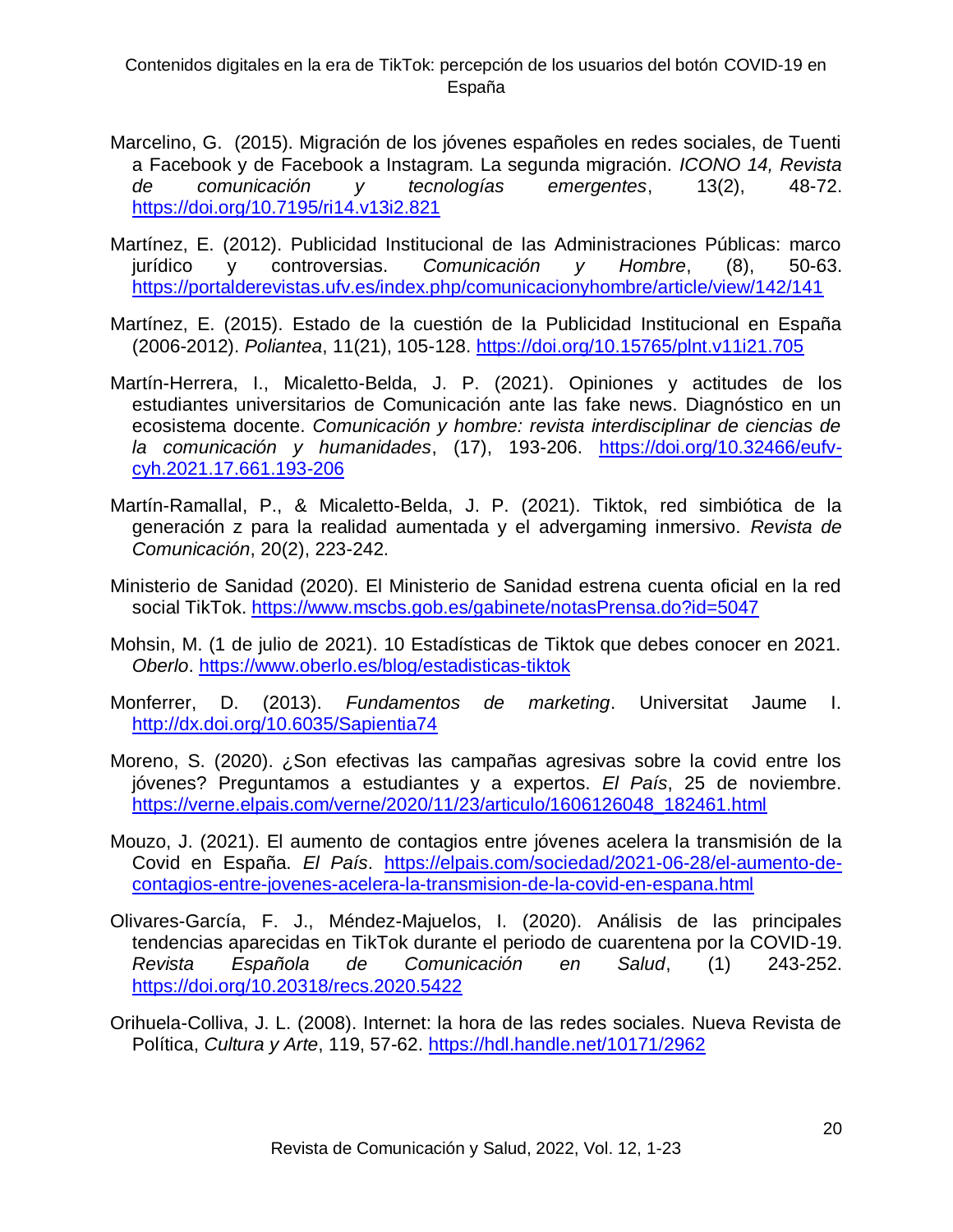Marcelino, G. (2015). Migración de los jóvenes españoles en redes sociales, de Tuenti a Facebook y de Facebook a Instagram. La segunda migración. *ICONO 14, Revista de comunicación y tecnologías emergentes*, 13(2), 48-72. https://doi.org/10.7195/ri14.v13i2.821

Martínez, E. (2012). Publicidad Institucional de las Administraciones Públicas: marco jurídico y controversias. *Comunicación y Hombre*, (8), 50-63. https://portalderevistas.ufv.es/index.php/comunicacionyhombre/article/view/142/141

Martínez, E. (2015). Estado de la cuestión de la Publicidad Institucional en España (2006-2012). *Poliantea*, 11(21), 105-128. https://doi.org/10.15765/plnt.v11i21.705

Martín-Herrera, I., Micaletto-Belda, J. P. (2021). Opiniones y actitudes de los estudiantes universitarios de Comunicación ante las fake news. Diagnóstico en un ecosistema docente. *Comunicación y hombre: revista interdisciplinar de ciencias de la comunicación y humanidades*, (17), 193-206. https://doi.org/10.32466/eufv-cyh.2021.17.661.193-206

Martín-Ramallal, P., & Micaletto-Belda, J. P. (2021). Tiktok, red simbiótica de la generación z para la realidad aumentada y el advergaming inmersivo. *Revista de Comunicación*, 20(2), 223-242.

Ministerio de Sanidad (2020). El Ministerio de Sanidad estrena cuenta oficial en la red social TikTok. https://www.mscbs.gob.es/gabinete/notasPrensa.do?id=5047

Mohsin, M. (1 de julio de 2021). 10 Estadísticas de Tiktok que debes conocer en 2021. *Oberlo*. https://www.oberlo.es/blog/estadisticas-tiktok

Monferrer, D. (2013). *Fundamentos de marketing*. Universitat Jaume I. http://dx.doi.org/10.6035/Sapientia74

Moreno, S. (2020). ¿Son efectivas las campañas agresivas sobre la covid entre los jóvenes? Preguntamos a estudiantes y a expertos. *El País*, 25 de noviembre. https://verne.elpais.com/verne/2020/11/23/articulo/1606126048_182461.html

Mouzo, J. (2021). El aumento de contagios entre jóvenes acelera la transmisión de la Covid en España. *El País*. https://elpais.com/sociedad/2021-06-28/el-aumento-de-contagios-entre-jovenes-acelera-la-transmision-de-la-covid-en-espana.html

Olivares-García, F. J., Méndez-Majuelos, I. (2020). Análisis de las principales tendencias aparecidas en TikTok durante el periodo de cuarentena por la COVID-19. *Revista Española de Comunicación en Salud*, (1) 243-252. https://doi.org/10.20318/recs.2020.5422

Orihuela-Colliva, J. L. (2008). Internet: la hora de las redes sociales. Nueva Revista de Política, *Cultura y Arte*, 119, 57-62. https://hdl.handle.net/10171/2962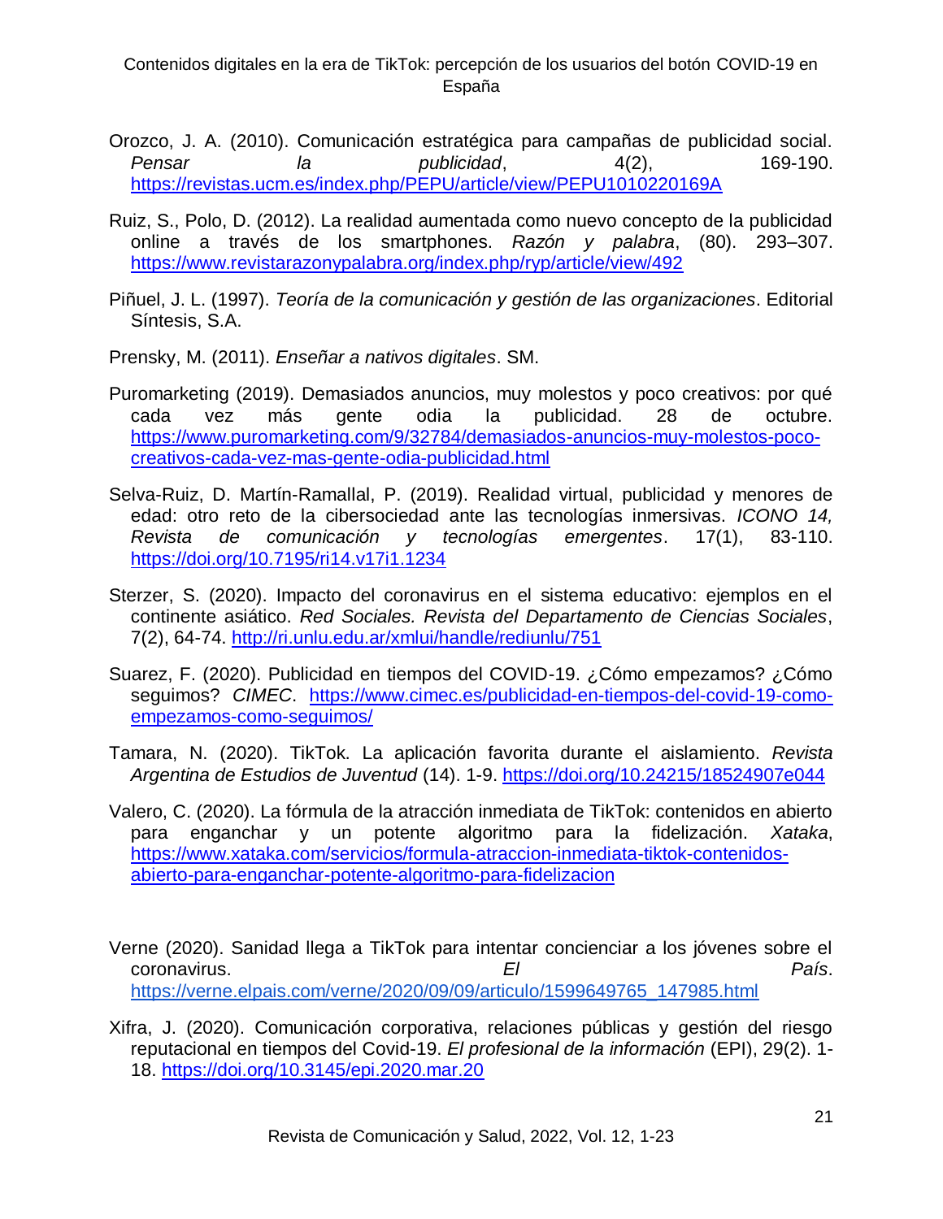Orozco, J. A. (2010). Comunicación estratégica para campañas de publicidad social. *Pensar la publicidad*, 4(2), 169-190. https://revistas.ucm.es/index.php/PEPU/article/view/PEPU1010220169A

Ruiz, S., Polo, D. (2012). La realidad aumentada como nuevo concepto de la publicidad online a través de los smartphones. *Razón y palabra*, (80). 293–307. https://www.revistarazonypalabra.org/index.php/ryp/article/view/492

Piñuel, J. L. (1997). *Teoría de la comunicación y gestión de las organizaciones*. Editorial Síntesis, S.A.

Prensky, M. (2011). *Enseñar a nativos digitales*. SM.

Puromarketing (2019). Demasiados anuncios, muy molestos y poco creativos: por qué cada vez más gente odia la publicidad. 28 de octubre. https://www.puromarketing.com/9/32784/demasiados-anuncios-muy-molestos-poco-creativos-cada-vez-mas-gente-odia-publicidad.html

Selva-Ruiz, D. Martín-Ramallal, P. (2019). Realidad virtual, publicidad y menores de edad: otro reto de la cibersociedad ante las tecnologías inmersivas. *ICONO 14, Revista de comunicación y tecnologías emergentes*. 17(1), 83-110. https://doi.org/10.7195/ri14.v17i1.1234

Sterzer, S. (2020). Impacto del coronavirus en el sistema educativo: ejemplos en el continente asiático. *Red Sociales. Revista del Departamento de Ciencias Sociales*, 7(2), 64-74. http://ri.unlu.edu.ar/xmlui/handle/rediunlu/751

Suarez, F. (2020). Publicidad en tiempos del COVID-19. ¿Cómo empezamos? ¿Cómo seguimos? *CIMEC*. https://www.cimec.es/publicidad-en-tiempos-del-covid-19-como-empezamos-como-seguimos/

Tamara, N. (2020). TikTok. La aplicación favorita durante el aislamiento. *Revista Argentina de Estudios de Juventud* (14). 1-9. https://doi.org/10.24215/18524907e044

Valero, C. (2020). La fórmula de la atracción inmediata de TikTok: contenidos en abierto para enganchar y un potente algoritmo para la fidelización. *Xataka*, https://www.xataka.com/servicios/formula-atraccion-inmediata-tiktok-contenidos-abierto-para-enganchar-potente-algoritmo-para-fidelizacion

Verne (2020). Sanidad llega a TikTok para intentar concienciar a los jóvenes sobre el coronavirus. *El País*. https://verne.elpais.com/verne/2020/09/09/articulo/1599649765_147985.html

Xifra, J. (2020). Comunicación corporativa, relaciones públicas y gestión del riesgo reputacional en tiempos del Covid-19. *El profesional de la información* (EPI), 29(2). 1-18. https://doi.org/10.3145/epi.2020.mar.20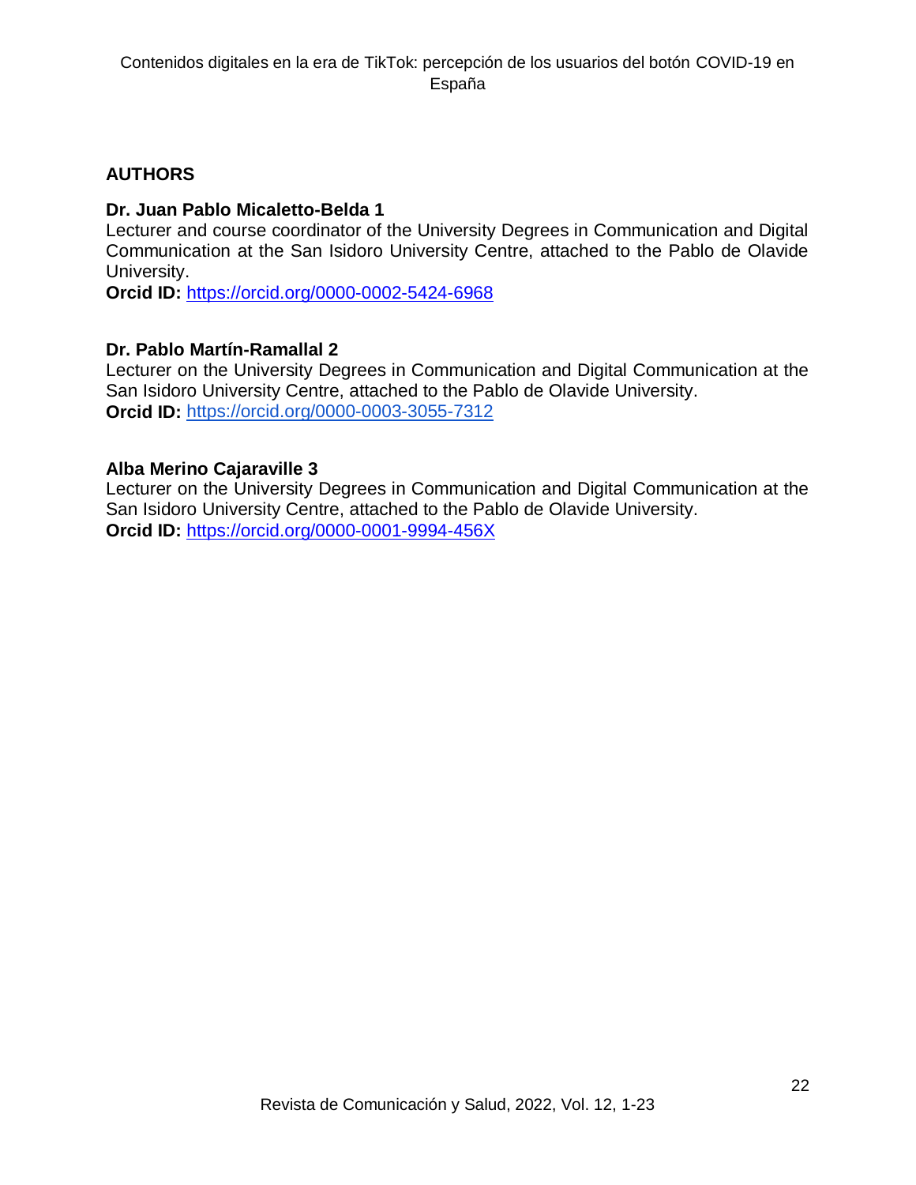## AUTHORS

**Dr. Juan Pablo Micaletto-Belda 1**

Lecturer and course coordinator of the University Degrees in Communication and Digital Communication at the San Isidoro University Centre, attached to the Pablo de Olavide University.

**Orcid ID:** https://orcid.org/0000-0002-5424-6968

**Dr. Pablo Martín-Ramallal 2**

Lecturer on the University Degrees in Communication and Digital Communication at the San Isidoro University Centre, attached to the Pablo de Olavide University.

**Orcid ID:** https://orcid.org/0000-0003-3055-7312

**Alba Merino Cajaraville 3**

Lecturer on the University Degrees in Communication and Digital Communication at the San Isidoro University Centre, attached to the Pablo de Olavide University.

**Orcid ID:** https://orcid.org/0000-0001-9994-456X